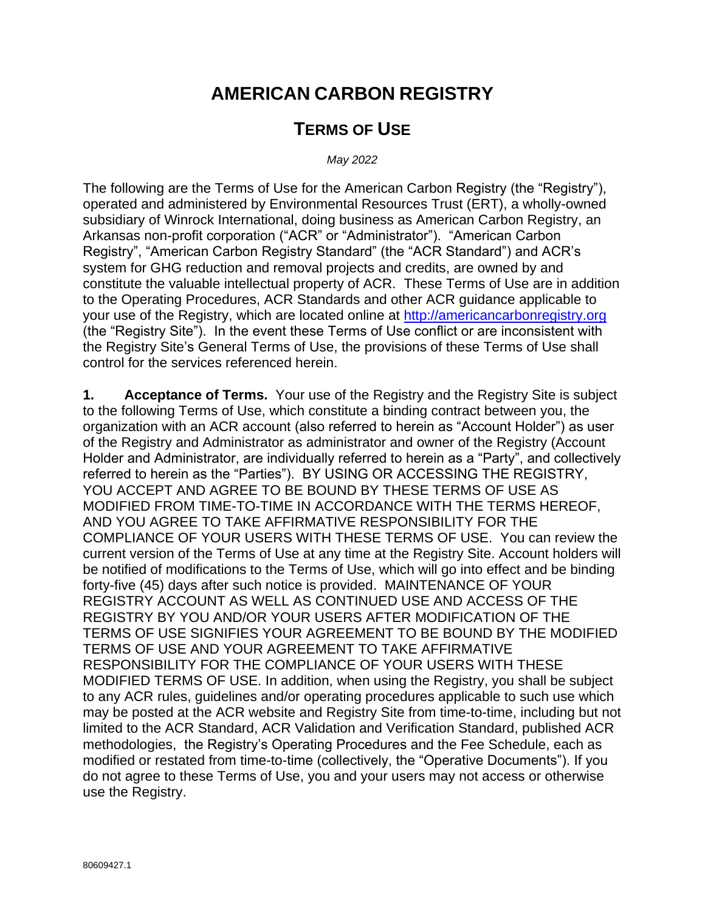# AMERICAN CARBON REGISTRY

## TERMS OF USE

*May 2022*

The following are the Terms of Use for the American Carbon Registry (the "Registry"), operated and administered by Environmental Resources Trust (ERT), a wholly-owned subsidiary of Winrock International, doing business as American Carbon Registry, an Arkansas non-profit corporation ("ACR" or "Administrator"). "American Carbon Registry", "American Carbon Registry Standard" (the "ACR Standard") and ACR's system for GHG reduction and removal projects and credits, are owned by and constitute the valuable intellectual property of ACR. These Terms of Use are in addition to the Operating Procedures, ACR Standards and other ACR guidance applicable to your use of the Registry, which are located online at [http://americancarbonregistry.org](http://americancarbonregistry.org) (the "Registry Site"). In the event these Terms of Use conflict or are inconsistent with the Registry Site's General Terms of Use, the provisions of these Terms of Use shall control for the services referenced herein.

**1. Acceptance of Terms.** Your use of the Registry and the Registry Site is subject to the following Terms of Use, which constitute a binding contract between you, the organization with an ACR account (also referred to herein as "Account Holder") as user of the Registry and Administrator as administrator and owner of the Registry (Account Holder and Administrator, are individually referred to herein as a "Party", and collectively referred to herein as the "Parties"). BY USING OR ACCESSING THE REGISTRY, YOU ACCEPT AND AGREE TO BE BOUND BY THESE TERMS OF USE AS MODIFIED FROM TIME-TO-TIME IN ACCORDANCE WITH THE TERMS HEREOF, AND YOU AGREE TO TAKE AFFIRMATIVE RESPONSIBILITY FOR THE COMPLIANCE OF YOUR USERS WITH THESE TERMS OF USE. You can review the current version of the Terms of Use at any time at the Registry Site. Account holders will be notified of modifications to the Terms of Use, which will go into effect and be binding forty-five (45) days after such notice is provided. MAINTENANCE OF YOUR REGISTRY ACCOUNT AS WELL AS CONTINUED USE AND ACCESS OF THE REGISTRY BY YOU AND/OR YOUR USERS AFTER MODIFICATION OF THE TERMS OF USE SIGNIFIES YOUR AGREEMENT TO BE BOUND BY THE MODIFIED TERMS OF USE AND YOUR AGREEMENT TO TAKE AFFIRMATIVE RESPONSIBILITY FOR THE COMPLIANCE OF YOUR USERS WITH THESE MODIFIED TERMS OF USE. In addition, when using the Registry, you shall be subject to any ACR rules, guidelines and/or operating procedures applicable to such use which may be posted at the ACR website and Registry Site from time-to-time, including but not limited to the ACR Standard, ACR Validation and Verification Standard, published ACR methodologies, the Registry's Operating Procedures and the Fee Schedule, each as modified or restated from time-to-time (collectively, the "Operative Documents"). If you do not agree to these Terms of Use, you and your users may not access or otherwise use the Registry.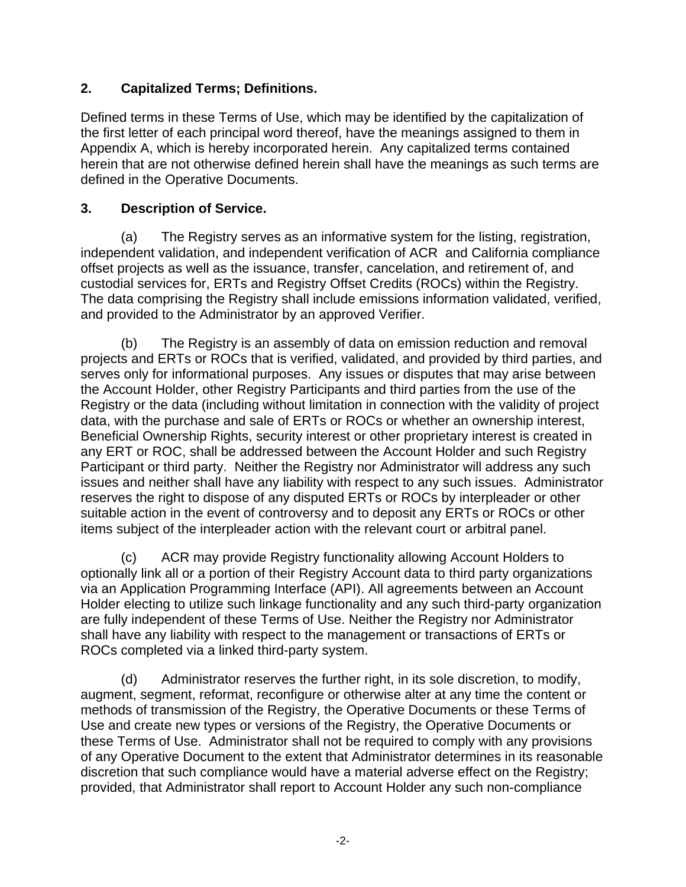## 2. Capitalized Terms; Definitions.

Defined terms in these Terms of Use, which may be identified by the capitalization of the first letter of each principal word thereof, have the meanings assigned to them in Appendix A, which is hereby incorporated herein. Any capitalized terms contained herein that are not otherwise defined herein shall have the meanings as such terms are defined in the Operative Documents.

## 3. Description of Service.

(a) The Registry serves as an informative system for the listing, registration, independent validation, and independent verification of ACR and California compliance offset projects as well as the issuance, transfer, cancelation, and retirement of, and custodial services for, ERTs and Registry Offset Credits (ROCs) within the Registry. The data comprising the Registry shall include emissions information validated, verified, and provided to the Administrator by an approved Verifier.

(b) The Registry is an assembly of data on emission reduction and removal projects and ERTs or ROCs that is verified, validated, and provided by third parties, and serves only for informational purposes. Any issues or disputes that may arise between the Account Holder, other Registry Participants and third parties from the use of the Registry or the data (including without limitation in connection with the validity of project data, with the purchase and sale of ERTs or ROCs or whether an ownership interest, Beneficial Ownership Rights, security interest or other proprietary interest is created in any ERT or ROC, shall be addressed between the Account Holder and such Registry Participant or third party. Neither the Registry nor Administrator will address any such issues and neither shall have any liability with respect to any such issues. Administrator reserves the right to dispose of any disputed ERTs or ROCs by interpleader or other suitable action in the event of controversy and to deposit any ERTs or ROCs or other items subject of the interpleader action with the relevant court or arbitral panel.

(c) ACR may provide Registry functionality allowing Account Holders to optionally link all or a portion of their Registry Account data to third party organizations via an Application Programming Interface (API). All agreements between an Account Holder electing to utilize such linkage functionality and any such third-party organization are fully independent of these Terms of Use. Neither the Registry nor Administrator shall have any liability with respect to the management or transactions of ERTs or ROCs completed via a linked third-party system.

(d) Administrator reserves the further right, in its sole discretion, to modify, augment, segment, reformat, reconfigure or otherwise alter at any time the content or methods of transmission of the Registry, the Operative Documents or these Terms of Use and create new types or versions of the Registry, the Operative Documents or these Terms of Use. Administrator shall not be required to comply with any provisions of any Operative Document to the extent that Administrator determines in its reasonable discretion that such compliance would have a material adverse effect on the Registry; provided, that Administrator shall report to Account Holder any such non-compliance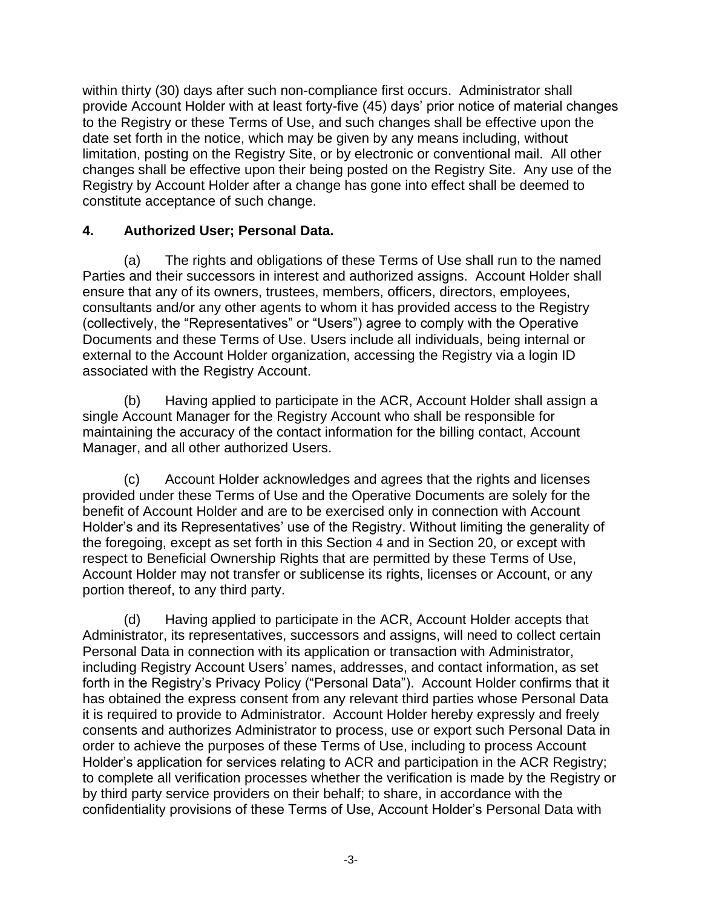within thirty (30) days after such non-compliance first occurs. Administrator shall provide Account Holder with at least forty-five (45) days' prior notice of material changes to the Registry or these Terms of Use, and such changes shall be effective upon the date set forth in the notice, which may be given by any means including, without limitation, posting on the Registry Site, or by electronic or conventional mail. All other changes shall be effective upon their being posted on the Registry Site. Any use of the Registry by Account Holder after a change has gone into effect shall be deemed to constitute acceptance of such change.

**4. Authorized User; Personal Data.**

(a) The rights and obligations of these Terms of Use shall run to the named Parties and their successors in interest and authorized assigns. Account Holder shall ensure that any of its owners, trustees, members, officers, directors, employees, consultants and/or any other agents to whom it has provided access to the Registry (collectively, the "Representatives" or "Users") agree to comply with the Operative Documents and these Terms of Use. Users include all individuals, being internal or external to the Account Holder organization, accessing the Registry via a login ID associated with the Registry Account.

(b) Having applied to participate in the ACR, Account Holder shall assign a single Account Manager for the Registry Account who shall be responsible for maintaining the accuracy of the contact information for the billing contact, Account Manager, and all other authorized Users.

(c) Account Holder acknowledges and agrees that the rights and licenses provided under these Terms of Use and the Operative Documents are solely for the benefit of Account Holder and are to be exercised only in connection with Account Holder's and its Representatives' use of the Registry. Without limiting the generality of the foregoing, except as set forth in this Section 4 and in Section 20, or except with respect to Beneficial Ownership Rights that are permitted by these Terms of Use, Account Holder may not transfer or sublicense its rights, licenses or Account, or any portion thereof, to any third party.

(d) Having applied to participate in the ACR, Account Holder accepts that Administrator, its representatives, successors and assigns, will need to collect certain Personal Data in connection with its application or transaction with Administrator, including Registry Account Users' names, addresses, and contact information, as set forth in the Registry's Privacy Policy ("Personal Data"). Account Holder confirms that it has obtained the express consent from any relevant third parties whose Personal Data it is required to provide to Administrator. Account Holder hereby expressly and freely consents and authorizes Administrator to process, use or export such Personal Data in order to achieve the purposes of these Terms of Use, including to process Account Holder's application for services relating to ACR and participation in the ACR Registry; to complete all verification processes whether the verification is made by the Registry or by third party service providers on their behalf; to share, in accordance with the confidentiality provisions of these Terms of Use, Account Holder's Personal Data with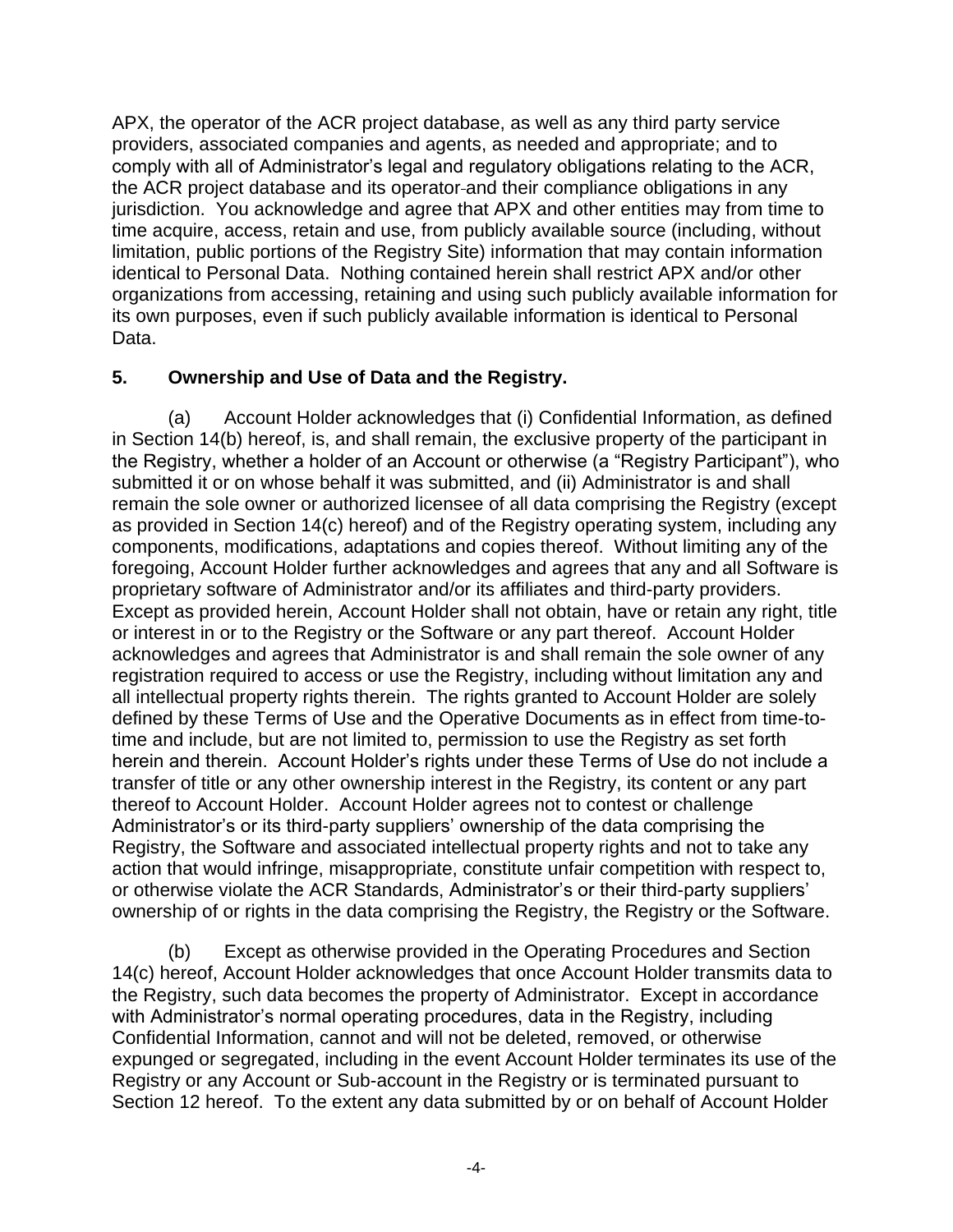APX, the operator of the ACR project database, as well as any third party service providers, associated companies and agents, as needed and appropriate; and to comply with all of Administrator's legal and regulatory obligations relating to the ACR, the ACR project database and its operator and their compliance obligations in any jurisdiction. You acknowledge and agree that APX and other entities may from time to time acquire, access, retain and use, from publicly available source (including, without limitation, public portions of the Registry Site) information that may contain information identical to Personal Data. Nothing contained herein shall restrict APX and/or other organizations from accessing, retaining and using such publicly available information for its own purposes, even if such publicly available information is identical to Personal Data.

## 5. Ownership and Use of Data and the Registry.

(a) Account Holder acknowledges that (i) Confidential Information, as defined in Section 14(b) hereof, is, and shall remain, the exclusive property of the participant in the Registry, whether a holder of an Account or otherwise (a "Registry Participant"), who submitted it or on whose behalf it was submitted, and (ii) Administrator is and shall remain the sole owner or authorized licensee of all data comprising the Registry (except as provided in Section 14(c) hereof) and of the Registry operating system, including any components, modifications, adaptations and copies thereof. Without limiting any of the foregoing, Account Holder further acknowledges and agrees that any and all Software is proprietary software of Administrator and/or its affiliates and third-party providers. Except as provided herein, Account Holder shall not obtain, have or retain any right, title or interest in or to the Registry or the Software or any part thereof. Account Holder acknowledges and agrees that Administrator is and shall remain the sole owner of any registration required to access or use the Registry, including without limitation any and all intellectual property rights therein. The rights granted to Account Holder are solely defined by these Terms of Use and the Operative Documents as in effect from time-to-time and include, but are not limited to, permission to use the Registry as set forth herein and therein. Account Holder's rights under these Terms of Use do not include a transfer of title or any other ownership interest in the Registry, its content or any part thereof to Account Holder. Account Holder agrees not to contest or challenge Administrator's or its third-party suppliers' ownership of the data comprising the Registry, the Software and associated intellectual property rights and not to take any action that would infringe, misappropriate, constitute unfair competition with respect to, or otherwise violate the ACR Standards, Administrator's or their third-party suppliers' ownership of or rights in the data comprising the Registry, the Registry or the Software.

(b) Except as otherwise provided in the Operating Procedures and Section 14(c) hereof, Account Holder acknowledges that once Account Holder transmits data to the Registry, such data becomes the property of Administrator. Except in accordance with Administrator's normal operating procedures, data in the Registry, including Confidential Information, cannot and will not be deleted, removed, or otherwise expunged or segregated, including in the event Account Holder terminates its use of the Registry or any Account or Sub-account in the Registry or is terminated pursuant to Section 12 hereof. To the extent any data submitted by or on behalf of Account Holder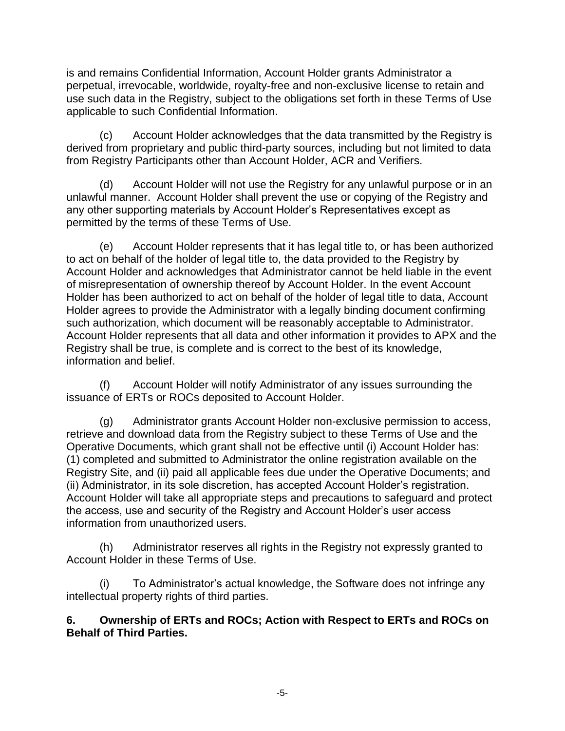is and remains Confidential Information, Account Holder grants Administrator a perpetual, irrevocable, worldwide, royalty-free and non-exclusive license to retain and use such data in the Registry, subject to the obligations set forth in these Terms of Use applicable to such Confidential Information.

(c) Account Holder acknowledges that the data transmitted by the Registry is derived from proprietary and public third-party sources, including but not limited to data from Registry Participants other than Account Holder, ACR and Verifiers.

(d) Account Holder will not use the Registry for any unlawful purpose or in an unlawful manner. Account Holder shall prevent the use or copying of the Registry and any other supporting materials by Account Holder's Representatives except as permitted by the terms of these Terms of Use.

(e) Account Holder represents that it has legal title to, or has been authorized to act on behalf of the holder of legal title to, the data provided to the Registry by Account Holder and acknowledges that Administrator cannot be held liable in the event of misrepresentation of ownership thereof by Account Holder. In the event Account Holder has been authorized to act on behalf of the holder of legal title to data, Account Holder agrees to provide the Administrator with a legally binding document confirming such authorization, which document will be reasonably acceptable to Administrator. Account Holder represents that all data and other information it provides to APX and the Registry shall be true, is complete and is correct to the best of its knowledge, information and belief.

(f) Account Holder will notify Administrator of any issues surrounding the issuance of ERTs or ROCs deposited to Account Holder.

(g) Administrator grants Account Holder non-exclusive permission to access, retrieve and download data from the Registry subject to these Terms of Use and the Operative Documents, which grant shall not be effective until (i) Account Holder has: (1) completed and submitted to Administrator the online registration available on the Registry Site, and (ii) paid all applicable fees due under the Operative Documents; and (ii) Administrator, in its sole discretion, has accepted Account Holder's registration. Account Holder will take all appropriate steps and precautions to safeguard and protect the access, use and security of the Registry and Account Holder's user access information from unauthorized users.

(h) Administrator reserves all rights in the Registry not expressly granted to Account Holder in these Terms of Use.

(i) To Administrator's actual knowledge, the Software does not infringe any intellectual property rights of third parties.

**6. Ownership of ERTs and ROCs; Action with Respect to ERTs and ROCs on Behalf of Third Parties.**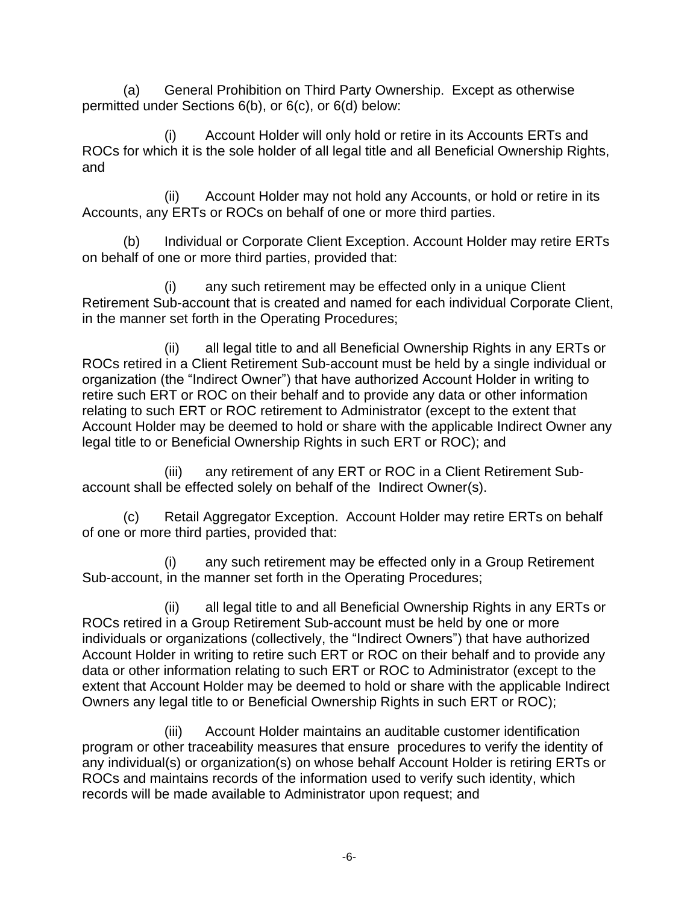(a) General Prohibition on Third Party Ownership. Except as otherwise permitted under Sections 6(b), or 6(c), or 6(d) below:

(i) Account Holder will only hold or retire in its Accounts ERTs and ROCs for which it is the sole holder of all legal title and all Beneficial Ownership Rights, and

(ii) Account Holder may not hold any Accounts, or hold or retire in its Accounts, any ERTs or ROCs on behalf of one or more third parties.

(b) Individual or Corporate Client Exception. Account Holder may retire ERTs on behalf of one or more third parties, provided that:

(i) any such retirement may be effected only in a unique Client Retirement Sub-account that is created and named for each individual Corporate Client, in the manner set forth in the Operating Procedures;

(ii) all legal title to and all Beneficial Ownership Rights in any ERTs or ROCs retired in a Client Retirement Sub-account must be held by a single individual or organization (the "Indirect Owner") that have authorized Account Holder in writing to retire such ERT or ROC on their behalf and to provide any data or other information relating to such ERT or ROC retirement to Administrator (except to the extent that Account Holder may be deemed to hold or share with the applicable Indirect Owner any legal title to or Beneficial Ownership Rights in such ERT or ROC); and

(iii) any retirement of any ERT or ROC in a Client Retirement Sub-account shall be effected solely on behalf of the Indirect Owner(s).

(c) Retail Aggregator Exception. Account Holder may retire ERTs on behalf of one or more third parties, provided that:

(i) any such retirement may be effected only in a Group Retirement Sub-account, in the manner set forth in the Operating Procedures;

(ii) all legal title to and all Beneficial Ownership Rights in any ERTs or ROCs retired in a Group Retirement Sub-account must be held by one or more individuals or organizations (collectively, the "Indirect Owners") that have authorized Account Holder in writing to retire such ERT or ROC on their behalf and to provide any data or other information relating to such ERT or ROC to Administrator (except to the extent that Account Holder may be deemed to hold or share with the applicable Indirect Owners any legal title to or Beneficial Ownership Rights in such ERT or ROC);

(iii) Account Holder maintains an auditable customer identification program or other traceability measures that ensure procedures to verify the identity of any individual(s) or organization(s) on whose behalf Account Holder is retiring ERTs or ROCs and maintains records of the information used to verify such identity, which records will be made available to Administrator upon request; and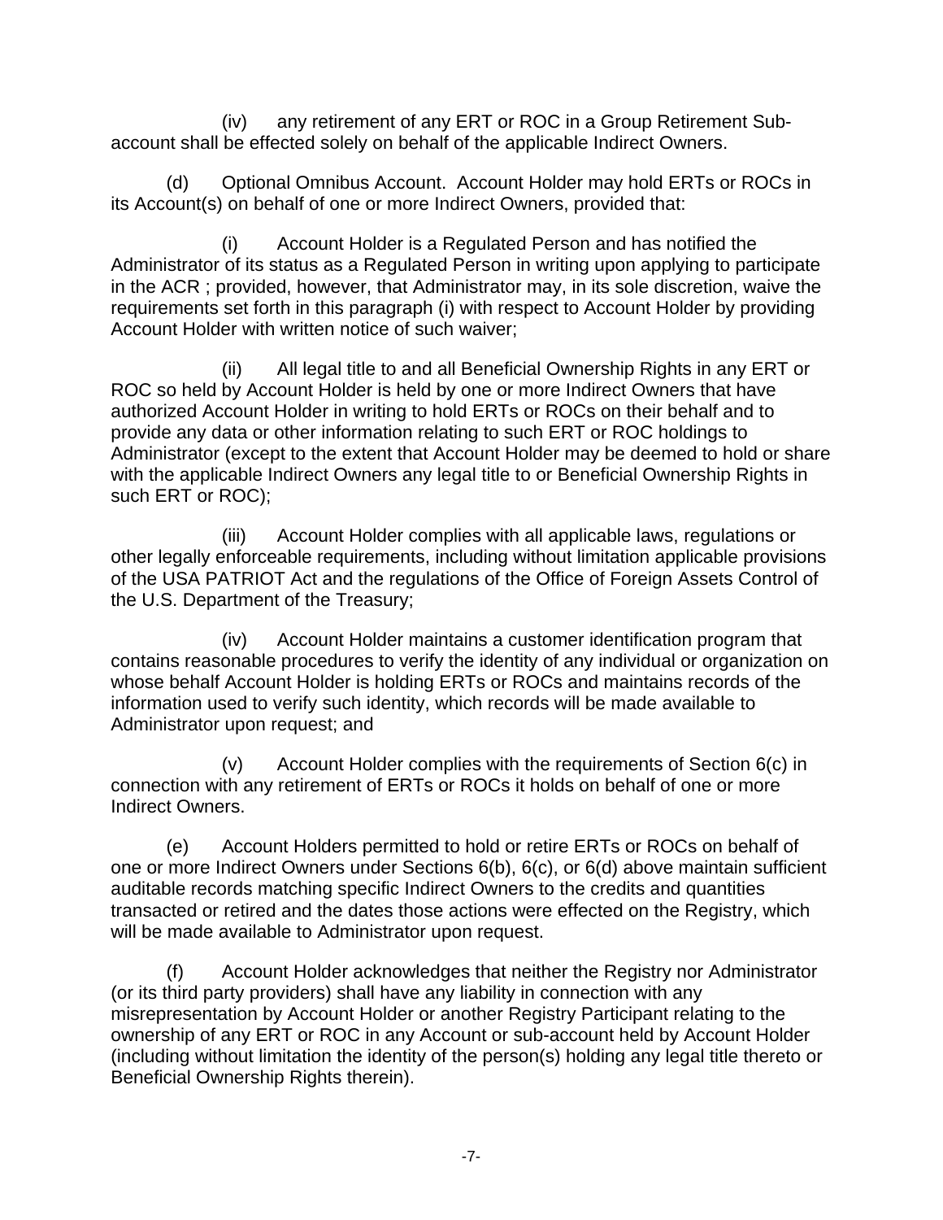(iv) any retirement of any ERT or ROC in a Group Retirement Sub-account shall be effected solely on behalf of the applicable Indirect Owners.

(d) Optional Omnibus Account. Account Holder may hold ERTs or ROCs in its Account(s) on behalf of one or more Indirect Owners, provided that:

(i) Account Holder is a Regulated Person and has notified the Administrator of its status as a Regulated Person in writing upon applying to participate in the ACR ; provided, however, that Administrator may, in its sole discretion, waive the requirements set forth in this paragraph (i) with respect to Account Holder by providing Account Holder with written notice of such waiver;

(ii) All legal title to and all Beneficial Ownership Rights in any ERT or ROC so held by Account Holder is held by one or more Indirect Owners that have authorized Account Holder in writing to hold ERTs or ROCs on their behalf and to provide any data or other information relating to such ERT or ROC holdings to Administrator (except to the extent that Account Holder may be deemed to hold or share with the applicable Indirect Owners any legal title to or Beneficial Ownership Rights in such ERT or ROC);

(iii) Account Holder complies with all applicable laws, regulations or other legally enforceable requirements, including without limitation applicable provisions of the USA PATRIOT Act and the regulations of the Office of Foreign Assets Control of the U.S. Department of the Treasury;

(iv) Account Holder maintains a customer identification program that contains reasonable procedures to verify the identity of any individual or organization on whose behalf Account Holder is holding ERTs or ROCs and maintains records of the information used to verify such identity, which records will be made available to Administrator upon request; and

(v) Account Holder complies with the requirements of Section 6(c) in connection with any retirement of ERTs or ROCs it holds on behalf of one or more Indirect Owners.

(e) Account Holders permitted to hold or retire ERTs or ROCs on behalf of one or more Indirect Owners under Sections 6(b), 6(c), or 6(d) above maintain sufficient auditable records matching specific Indirect Owners to the credits and quantities transacted or retired and the dates those actions were effected on the Registry, which will be made available to Administrator upon request.

(f) Account Holder acknowledges that neither the Registry nor Administrator (or its third party providers) shall have any liability in connection with any misrepresentation by Account Holder or another Registry Participant relating to the ownership of any ERT or ROC in any Account or sub-account held by Account Holder (including without limitation the identity of the person(s) holding any legal title thereto or Beneficial Ownership Rights therein).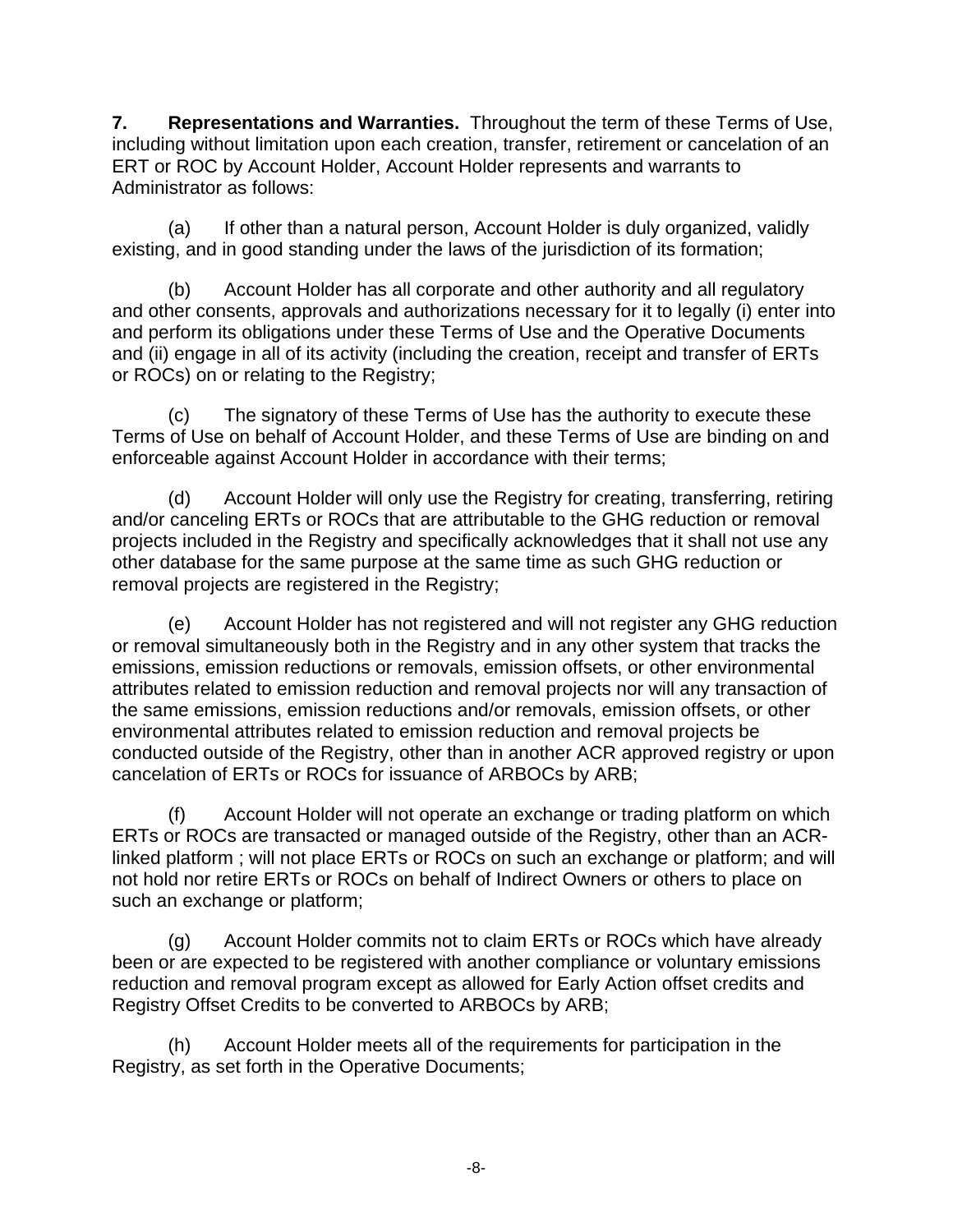**7. Representations and Warranties.** Throughout the term of these Terms of Use, including without limitation upon each creation, transfer, retirement or cancelation of an ERT or ROC by Account Holder, Account Holder represents and warrants to Administrator as follows:

(a) If other than a natural person, Account Holder is duly organized, validly existing, and in good standing under the laws of the jurisdiction of its formation;

(b) Account Holder has all corporate and other authority and all regulatory and other consents, approvals and authorizations necessary for it to legally (i) enter into and perform its obligations under these Terms of Use and the Operative Documents and (ii) engage in all of its activity (including the creation, receipt and transfer of ERTs or ROCs) on or relating to the Registry;

(c) The signatory of these Terms of Use has the authority to execute these Terms of Use on behalf of Account Holder, and these Terms of Use are binding on and enforceable against Account Holder in accordance with their terms;

(d) Account Holder will only use the Registry for creating, transferring, retiring and/or canceling ERTs or ROCs that are attributable to the GHG reduction or removal projects included in the Registry and specifically acknowledges that it shall not use any other database for the same purpose at the same time as such GHG reduction or removal projects are registered in the Registry;

(e) Account Holder has not registered and will not register any GHG reduction or removal simultaneously both in the Registry and in any other system that tracks the emissions, emission reductions or removals, emission offsets, or other environmental attributes related to emission reduction and removal projects nor will any transaction of the same emissions, emission reductions and/or removals, emission offsets, or other environmental attributes related to emission reduction and removal projects be conducted outside of the Registry, other than in another ACR approved registry or upon cancelation of ERTs or ROCs for issuance of ARBOCs by ARB;

(f) Account Holder will not operate an exchange or trading platform on which ERTs or ROCs are transacted or managed outside of the Registry, other than an ACR-linked platform ; will not place ERTs or ROCs on such an exchange or platform; and will not hold nor retire ERTs or ROCs on behalf of Indirect Owners or others to place on such an exchange or platform;

(g) Account Holder commits not to claim ERTs or ROCs which have already been or are expected to be registered with another compliance or voluntary emissions reduction and removal program except as allowed for Early Action offset credits and Registry Offset Credits to be converted to ARBOCs by ARB;

(h) Account Holder meets all of the requirements for participation in the Registry, as set forth in the Operative Documents;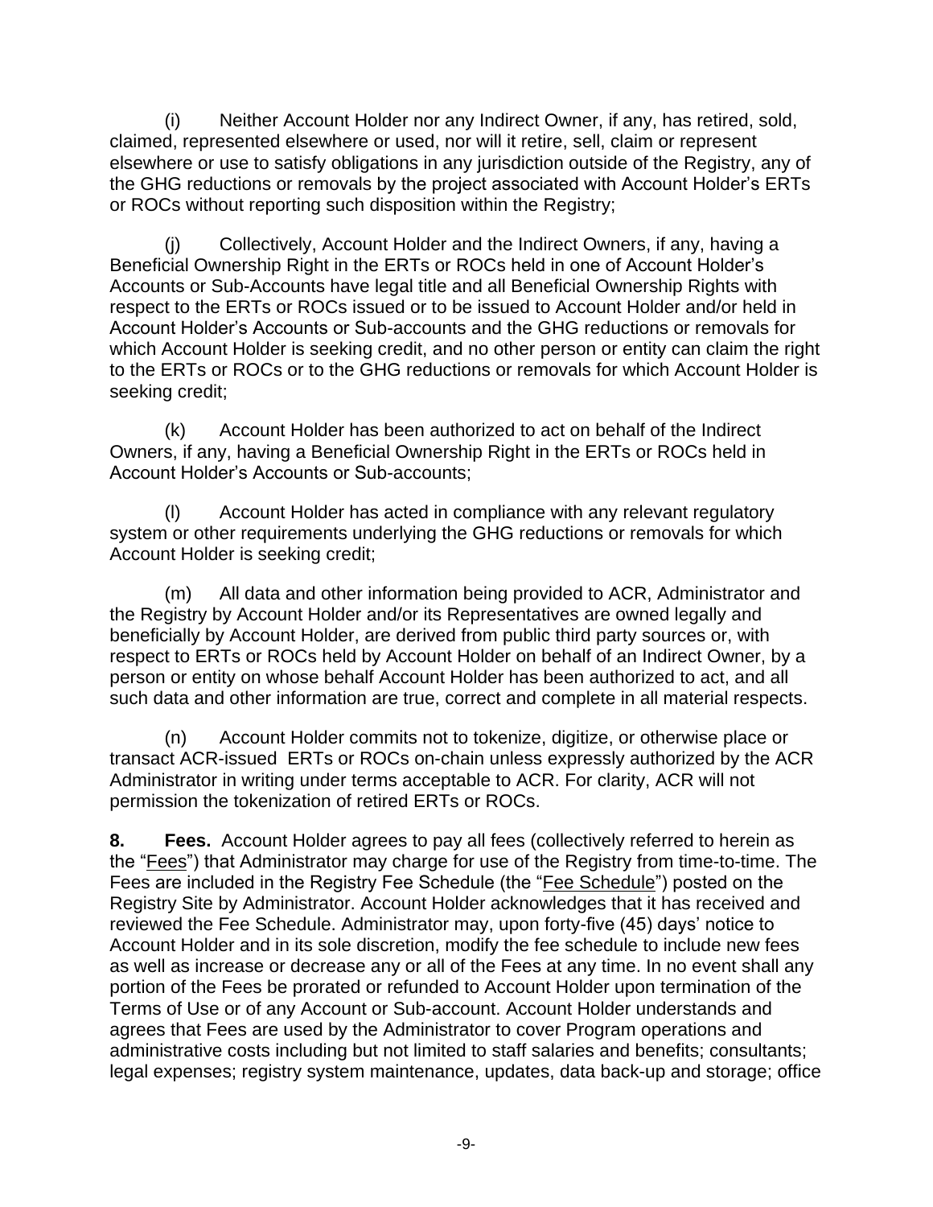(i) Neither Account Holder nor any Indirect Owner, if any, has retired, sold, claimed, represented elsewhere or used, nor will it retire, sell, claim or represent elsewhere or use to satisfy obligations in any jurisdiction outside of the Registry, any of the GHG reductions or removals by the project associated with Account Holder's ERTs or ROCs without reporting such disposition within the Registry;

(j) Collectively, Account Holder and the Indirect Owners, if any, having a Beneficial Ownership Right in the ERTs or ROCs held in one of Account Holder's Accounts or Sub-Accounts have legal title and all Beneficial Ownership Rights with respect to the ERTs or ROCs issued or to be issued to Account Holder and/or held in Account Holder's Accounts or Sub-accounts and the GHG reductions or removals for which Account Holder is seeking credit, and no other person or entity can claim the right to the ERTs or ROCs or to the GHG reductions or removals for which Account Holder is seeking credit;

(k) Account Holder has been authorized to act on behalf of the Indirect Owners, if any, having a Beneficial Ownership Right in the ERTs or ROCs held in Account Holder's Accounts or Sub-accounts;

(l) Account Holder has acted in compliance with any relevant regulatory system or other requirements underlying the GHG reductions or removals for which Account Holder is seeking credit;

(m) All data and other information being provided to ACR, Administrator and the Registry by Account Holder and/or its Representatives are owned legally and beneficially by Account Holder, are derived from public third party sources or, with respect to ERTs or ROCs held by Account Holder on behalf of an Indirect Owner, by a person or entity on whose behalf Account Holder has been authorized to act, and all such data and other information are true, correct and complete in all material respects.

(n) Account Holder commits not to tokenize, digitize, or otherwise place or transact ACR-issued ERTs or ROCs on-chain unless expressly authorized by the ACR Administrator in writing under terms acceptable to ACR. For clarity, ACR will not permission the tokenization of retired ERTs or ROCs.

**8. Fees.** Account Holder agrees to pay all fees (collectively referred to herein as the "Fees") that Administrator may charge for use of the Registry from time-to-time. The Fees are included in the Registry Fee Schedule (the "Fee Schedule") posted on the Registry Site by Administrator. Account Holder acknowledges that it has received and reviewed the Fee Schedule. Administrator may, upon forty-five (45) days' notice to Account Holder and in its sole discretion, modify the fee schedule to include new fees as well as increase or decrease any or all of the Fees at any time. In no event shall any portion of the Fees be prorated or refunded to Account Holder upon termination of the Terms of Use or of any Account or Sub-account. Account Holder understands and agrees that Fees are used by the Administrator to cover Program operations and administrative costs including but not limited to staff salaries and benefits; consultants; legal expenses; registry system maintenance, updates, data back-up and storage; office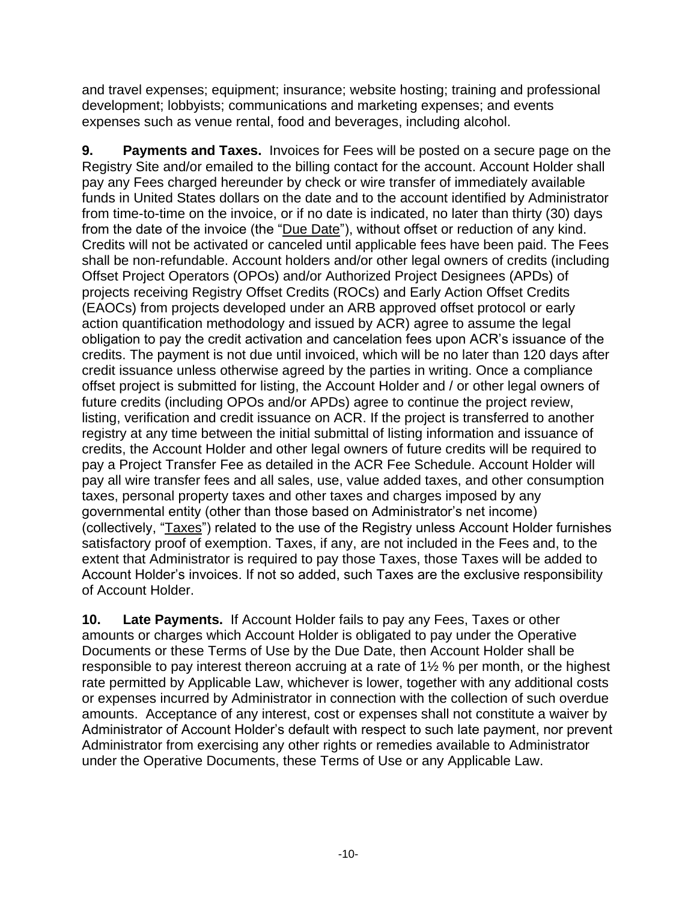and travel expenses; equipment; insurance; website hosting; training and professional development; lobbyists; communications and marketing expenses; and events expenses such as venue rental, food and beverages, including alcohol.

**9. Payments and Taxes.** Invoices for Fees will be posted on a secure page on the Registry Site and/or emailed to the billing contact for the account. Account Holder shall pay any Fees charged hereunder by check or wire transfer of immediately available funds in United States dollars on the date and to the account identified by Administrator from time-to-time on the invoice, or if no date is indicated, no later than thirty (30) days from the date of the invoice (the "Due Date"), without offset or reduction of any kind. Credits will not be activated or canceled until applicable fees have been paid. The Fees shall be non-refundable. Account holders and/or other legal owners of credits (including Offset Project Operators (OPOs) and/or Authorized Project Designees (APDs) of projects receiving Registry Offset Credits (ROCs) and Early Action Offset Credits (EAOCs) from projects developed under an ARB approved offset protocol or early action quantification methodology and issued by ACR) agree to assume the legal obligation to pay the credit activation and cancelation fees upon ACR's issuance of the credits. The payment is not due until invoiced, which will be no later than 120 days after credit issuance unless otherwise agreed by the parties in writing. Once a compliance offset project is submitted for listing, the Account Holder and / or other legal owners of future credits (including OPOs and/or APDs) agree to continue the project review, listing, verification and credit issuance on ACR. If the project is transferred to another registry at any time between the initial submittal of listing information and issuance of credits, the Account Holder and other legal owners of future credits will be required to pay a Project Transfer Fee as detailed in the ACR Fee Schedule. Account Holder will pay all wire transfer fees and all sales, use, value added taxes, and other consumption taxes, personal property taxes and other taxes and charges imposed by any governmental entity (other than those based on Administrator's net income) (collectively, "Taxes") related to the use of the Registry unless Account Holder furnishes satisfactory proof of exemption. Taxes, if any, are not included in the Fees and, to the extent that Administrator is required to pay those Taxes, those Taxes will be added to Account Holder's invoices. If not so added, such Taxes are the exclusive responsibility of Account Holder.

**10. Late Payments.** If Account Holder fails to pay any Fees, Taxes or other amounts or charges which Account Holder is obligated to pay under the Operative Documents or these Terms of Use by the Due Date, then Account Holder shall be responsible to pay interest thereon accruing at a rate of 1½ % per month, or the highest rate permitted by Applicable Law, whichever is lower, together with any additional costs or expenses incurred by Administrator in connection with the collection of such overdue amounts. Acceptance of any interest, cost or expenses shall not constitute a waiver by Administrator of Account Holder's default with respect to such late payment, nor prevent Administrator from exercising any other rights or remedies available to Administrator under the Operative Documents, these Terms of Use or any Applicable Law.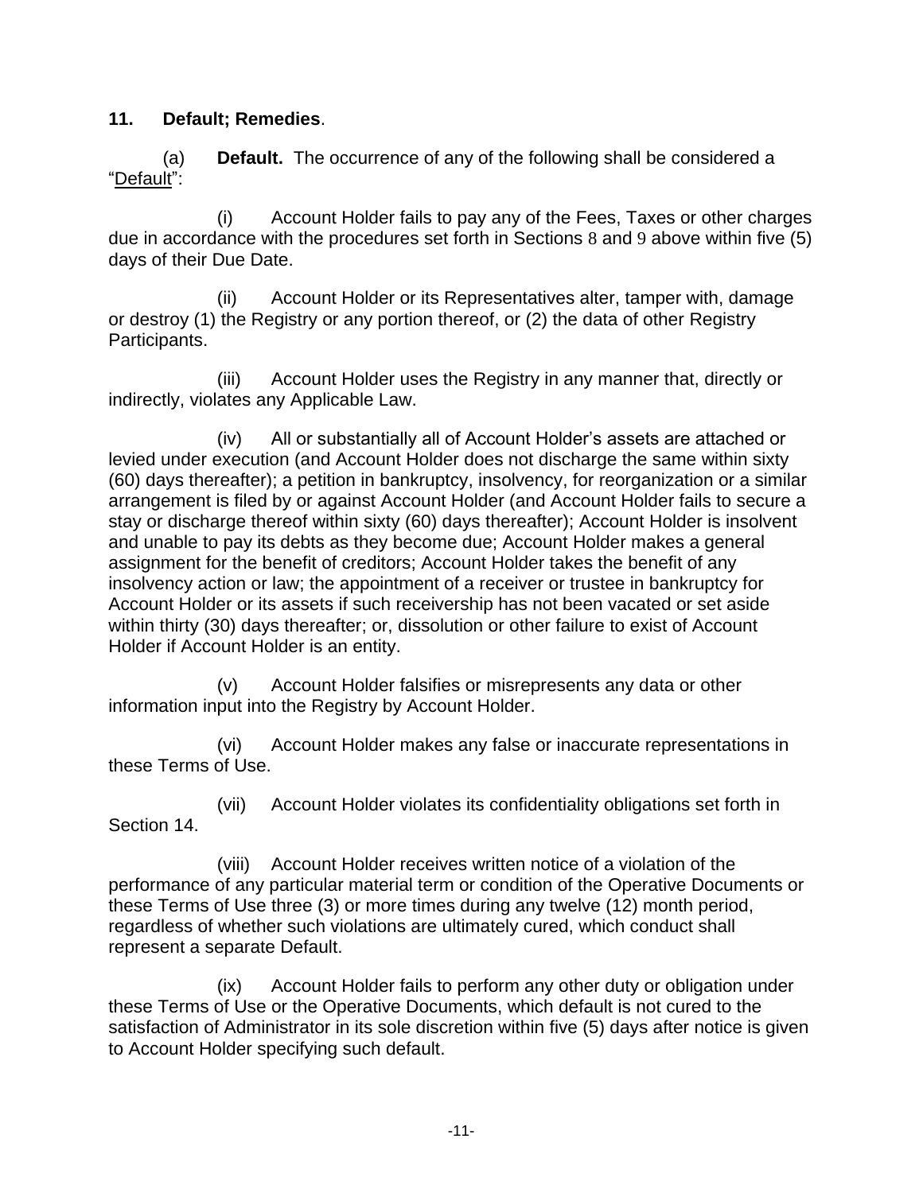**11. Default; Remedies**.

(a) **Default.** The occurrence of any of the following shall be considered a "Default":

(i) Account Holder fails to pay any of the Fees, Taxes or other charges due in accordance with the procedures set forth in Sections 8 and 9 above within five (5) days of their Due Date.

(ii) Account Holder or its Representatives alter, tamper with, damage or destroy (1) the Registry or any portion thereof, or (2) the data of other Registry Participants.

(iii) Account Holder uses the Registry in any manner that, directly or indirectly, violates any Applicable Law.

(iv) All or substantially all of Account Holder's assets are attached or levied under execution (and Account Holder does not discharge the same within sixty (60) days thereafter); a petition in bankruptcy, insolvency, for reorganization or a similar arrangement is filed by or against Account Holder (and Account Holder fails to secure a stay or discharge thereof within sixty (60) days thereafter); Account Holder is insolvent and unable to pay its debts as they become due; Account Holder makes a general assignment for the benefit of creditors; Account Holder takes the benefit of any insolvency action or law; the appointment of a receiver or trustee in bankruptcy for Account Holder or its assets if such receivership has not been vacated or set aside within thirty (30) days thereafter; or, dissolution or other failure to exist of Account Holder if Account Holder is an entity.

(v) Account Holder falsifies or misrepresents any data or other information input into the Registry by Account Holder.

(vi) Account Holder makes any false or inaccurate representations in these Terms of Use.

(vii) Account Holder violates its confidentiality obligations set forth in Section 14.

(viii) Account Holder receives written notice of a violation of the performance of any particular material term or condition of the Operative Documents or these Terms of Use three (3) or more times during any twelve (12) month period, regardless of whether such violations are ultimately cured, which conduct shall represent a separate Default.

(ix) Account Holder fails to perform any other duty or obligation under these Terms of Use or the Operative Documents, which default is not cured to the satisfaction of Administrator in its sole discretion within five (5) days after notice is given to Account Holder specifying such default.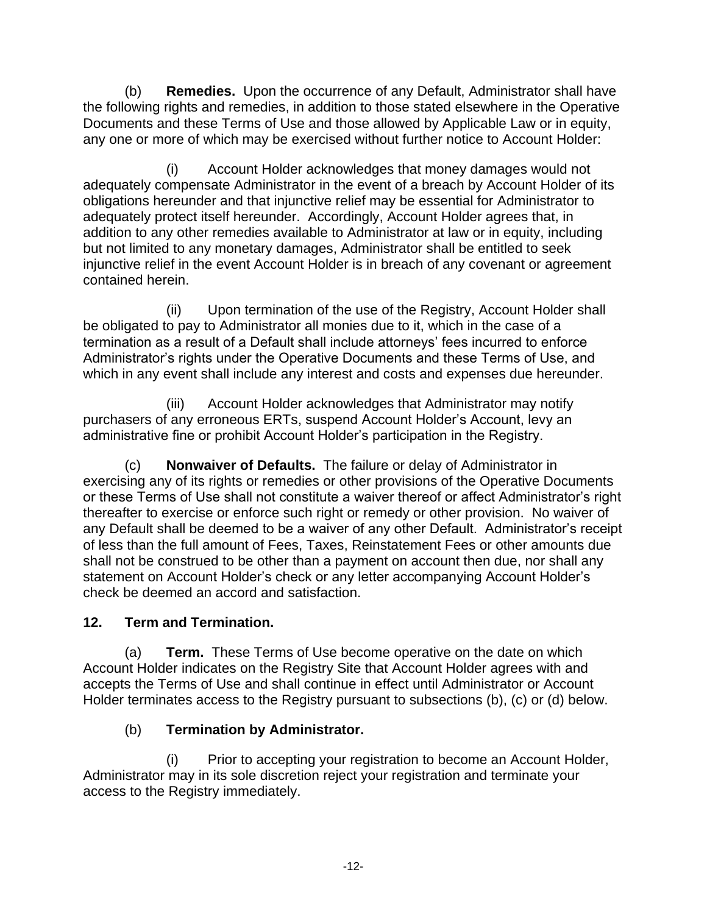(b) **Remedies.** Upon the occurrence of any Default, Administrator shall have the following rights and remedies, in addition to those stated elsewhere in the Operative Documents and these Terms of Use and those allowed by Applicable Law or in equity, any one or more of which may be exercised without further notice to Account Holder:

(i) Account Holder acknowledges that money damages would not adequately compensate Administrator in the event of a breach by Account Holder of its obligations hereunder and that injunctive relief may be essential for Administrator to adequately protect itself hereunder. Accordingly, Account Holder agrees that, in addition to any other remedies available to Administrator at law or in equity, including but not limited to any monetary damages, Administrator shall be entitled to seek injunctive relief in the event Account Holder is in breach of any covenant or agreement contained herein.

(ii) Upon termination of the use of the Registry, Account Holder shall be obligated to pay to Administrator all monies due to it, which in the case of a termination as a result of a Default shall include attorneys' fees incurred to enforce Administrator's rights under the Operative Documents and these Terms of Use, and which in any event shall include any interest and costs and expenses due hereunder.

(iii) Account Holder acknowledges that Administrator may notify purchasers of any erroneous ERTs, suspend Account Holder's Account, levy an administrative fine or prohibit Account Holder's participation in the Registry.

(c) **Nonwaiver of Defaults.** The failure or delay of Administrator in exercising any of its rights or remedies or other provisions of the Operative Documents or these Terms of Use shall not constitute a waiver thereof or affect Administrator's right thereafter to exercise or enforce such right or remedy or other provision. No waiver of any Default shall be deemed to be a waiver of any other Default. Administrator's receipt of less than the full amount of Fees, Taxes, Reinstatement Fees or other amounts due shall not be construed to be other than a payment on account then due, nor shall any statement on Account Holder's check or any letter accompanying Account Holder's check be deemed an accord and satisfaction.

## 12. Term and Termination.

(a) **Term.** These Terms of Use become operative on the date on which Account Holder indicates on the Registry Site that Account Holder agrees with and accepts the Terms of Use and shall continue in effect until Administrator or Account Holder terminates access to the Registry pursuant to subsections (b), (c) or (d) below.

(b) **Termination by Administrator.**

(i) Prior to accepting your registration to become an Account Holder, Administrator may in its sole discretion reject your registration and terminate your access to the Registry immediately.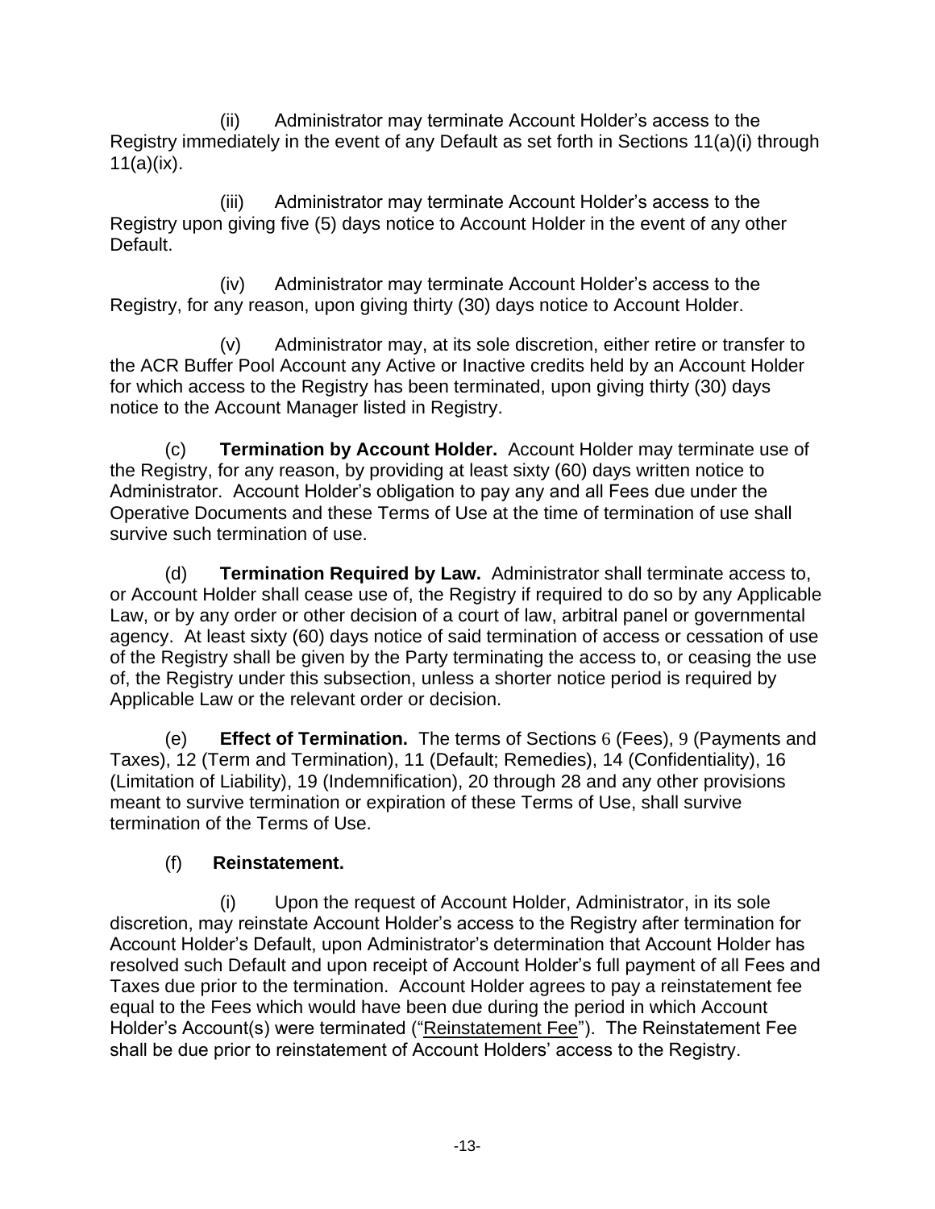(ii) Administrator may terminate Account Holder's access to the Registry immediately in the event of any Default as set forth in Sections 11(a)(i) through 11(a)(ix).

(iii) Administrator may terminate Account Holder's access to the Registry upon giving five (5) days notice to Account Holder in the event of any other Default.

(iv) Administrator may terminate Account Holder's access to the Registry, for any reason, upon giving thirty (30) days notice to Account Holder.

(v) Administrator may, at its sole discretion, either retire or transfer to the ACR Buffer Pool Account any Active or Inactive credits held by an Account Holder for which access to the Registry has been terminated, upon giving thirty (30) days notice to the Account Manager listed in Registry.

(c) **Termination by Account Holder.** Account Holder may terminate use of the Registry, for any reason, by providing at least sixty (60) days written notice to Administrator. Account Holder's obligation to pay any and all Fees due under the Operative Documents and these Terms of Use at the time of termination of use shall survive such termination of use.

(d) **Termination Required by Law.** Administrator shall terminate access to, or Account Holder shall cease use of, the Registry if required to do so by any Applicable Law, or by any order or other decision of a court of law, arbitral panel or governmental agency. At least sixty (60) days notice of said termination of access or cessation of use of the Registry shall be given by the Party terminating the access to, or ceasing the use of, the Registry under this subsection, unless a shorter notice period is required by Applicable Law or the relevant order or decision.

(e) **Effect of Termination.** The terms of Sections 6 (Fees), 9 (Payments and Taxes), 12 (Term and Termination), 11 (Default; Remedies), 14 (Confidentiality), 16 (Limitation of Liability), 19 (Indemnification), 20 through 28 and any other provisions meant to survive termination or expiration of these Terms of Use, shall survive termination of the Terms of Use.

(f) **Reinstatement.**

(i) Upon the request of Account Holder, Administrator, in its sole discretion, may reinstate Account Holder's access to the Registry after termination for Account Holder's Default, upon Administrator's determination that Account Holder has resolved such Default and upon receipt of Account Holder's full payment of all Fees and Taxes due prior to the termination. Account Holder agrees to pay a reinstatement fee equal to the Fees which would have been due during the period in which Account Holder's Account(s) were terminated ("Reinstatement Fee"). The Reinstatement Fee shall be due prior to reinstatement of Account Holders' access to the Registry.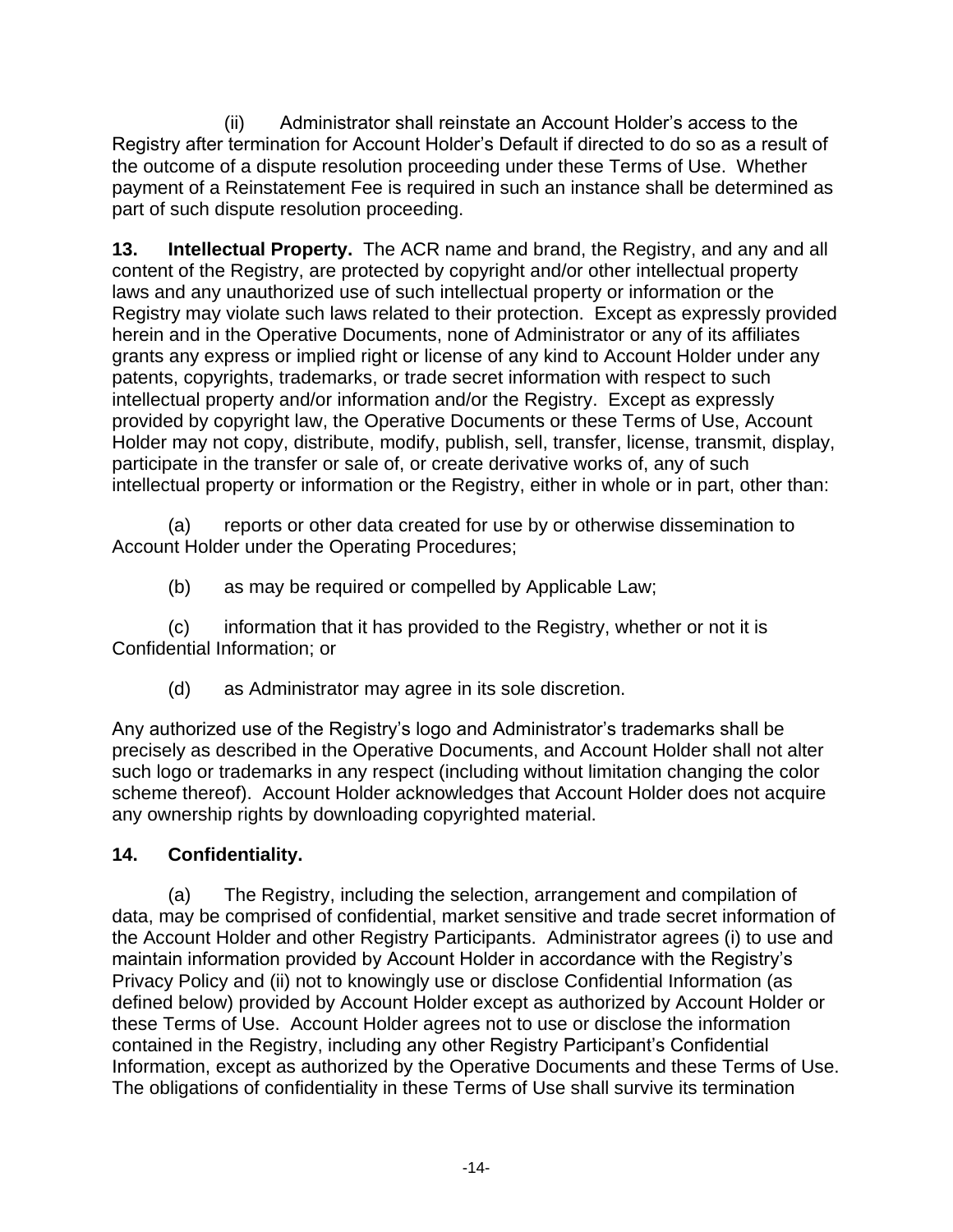(ii) Administrator shall reinstate an Account Holder's access to the Registry after termination for Account Holder's Default if directed to do so as a result of the outcome of a dispute resolution proceeding under these Terms of Use. Whether payment of a Reinstatement Fee is required in such an instance shall be determined as part of such dispute resolution proceeding.

**13. Intellectual Property.** The ACR name and brand, the Registry, and any and all content of the Registry, are protected by copyright and/or other intellectual property laws and any unauthorized use of such intellectual property or information or the Registry may violate such laws related to their protection. Except as expressly provided herein and in the Operative Documents, none of Administrator or any of its affiliates grants any express or implied right or license of any kind to Account Holder under any patents, copyrights, trademarks, or trade secret information with respect to such intellectual property and/or information and/or the Registry. Except as expressly provided by copyright law, the Operative Documents or these Terms of Use, Account Holder may not copy, distribute, modify, publish, sell, transfer, license, transmit, display, participate in the transfer or sale of, or create derivative works of, any of such intellectual property or information or the Registry, either in whole or in part, other than:

(a) reports or other data created for use by or otherwise dissemination to Account Holder under the Operating Procedures;

(b) as may be required or compelled by Applicable Law;

(c) information that it has provided to the Registry, whether or not it is Confidential Information; or

(d) as Administrator may agree in its sole discretion.

Any authorized use of the Registry's logo and Administrator's trademarks shall be precisely as described in the Operative Documents, and Account Holder shall not alter such logo or trademarks in any respect (including without limitation changing the color scheme thereof). Account Holder acknowledges that Account Holder does not acquire any ownership rights by downloading copyrighted material.

**14. Confidentiality.**

(a) The Registry, including the selection, arrangement and compilation of data, may be comprised of confidential, market sensitive and trade secret information of the Account Holder and other Registry Participants. Administrator agrees (i) to use and maintain information provided by Account Holder in accordance with the Registry's Privacy Policy and (ii) not to knowingly use or disclose Confidential Information (as defined below) provided by Account Holder except as authorized by Account Holder or these Terms of Use. Account Holder agrees not to use or disclose the information contained in the Registry, including any other Registry Participant's Confidential Information, except as authorized by the Operative Documents and these Terms of Use. The obligations of confidentiality in these Terms of Use shall survive its termination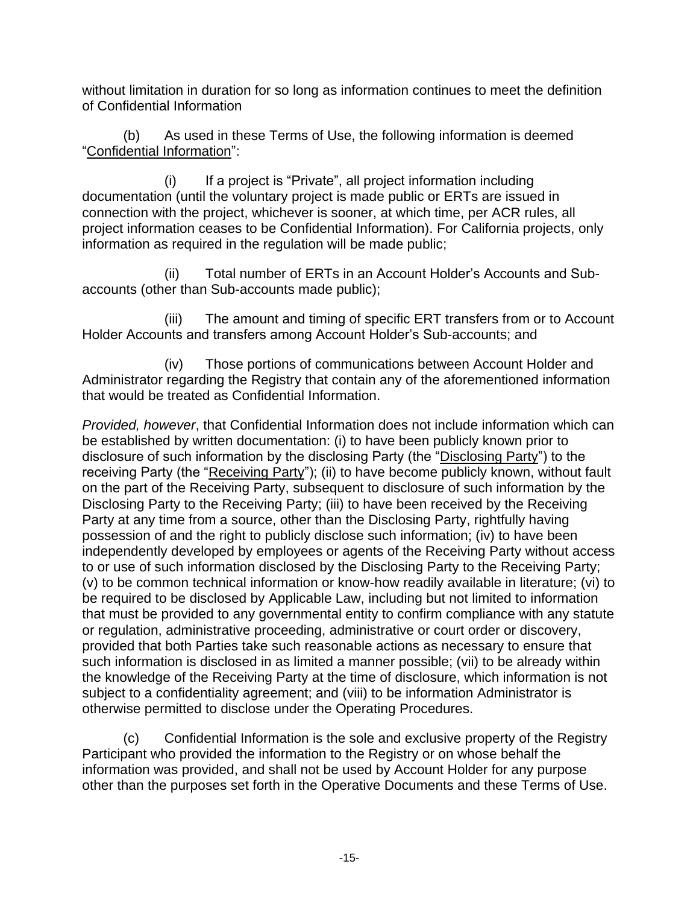without limitation in duration for so long as information continues to meet the definition of Confidential Information

(b) As used in these Terms of Use, the following information is deemed "Confidential Information":

(i) If a project is "Private", all project information including documentation (until the voluntary project is made public or ERTs are issued in connection with the project, whichever is sooner, at which time, per ACR rules, all project information ceases to be Confidential Information). For California projects, only information as required in the regulation will be made public;

(ii) Total number of ERTs in an Account Holder's Accounts and Sub-accounts (other than Sub-accounts made public);

(iii) The amount and timing of specific ERT transfers from or to Account Holder Accounts and transfers among Account Holder's Sub-accounts; and

(iv) Those portions of communications between Account Holder and Administrator regarding the Registry that contain any of the aforementioned information that would be treated as Confidential Information.

*Provided, however*, that Confidential Information does not include information which can be established by written documentation: (i) to have been publicly known prior to disclosure of such information by the disclosing Party (the "Disclosing Party") to the receiving Party (the "Receiving Party"); (ii) to have become publicly known, without fault on the part of the Receiving Party, subsequent to disclosure of such information by the Disclosing Party to the Receiving Party; (iii) to have been received by the Receiving Party at any time from a source, other than the Disclosing Party, rightfully having possession of and the right to publicly disclose such information; (iv) to have been independently developed by employees or agents of the Receiving Party without access to or use of such information disclosed by the Disclosing Party to the Receiving Party; (v) to be common technical information or know-how readily available in literature; (vi) to be required to be disclosed by Applicable Law, including but not limited to information that must be provided to any governmental entity to confirm compliance with any statute or regulation, administrative proceeding, administrative or court order or discovery, provided that both Parties take such reasonable actions as necessary to ensure that such information is disclosed in as limited a manner possible; (vii) to be already within the knowledge of the Receiving Party at the time of disclosure, which information is not subject to a confidentiality agreement; and (viii) to be information Administrator is otherwise permitted to disclose under the Operating Procedures.

(c) Confidential Information is the sole and exclusive property of the Registry Participant who provided the information to the Registry or on whose behalf the information was provided, and shall not be used by Account Holder for any purpose other than the purposes set forth in the Operative Documents and these Terms of Use.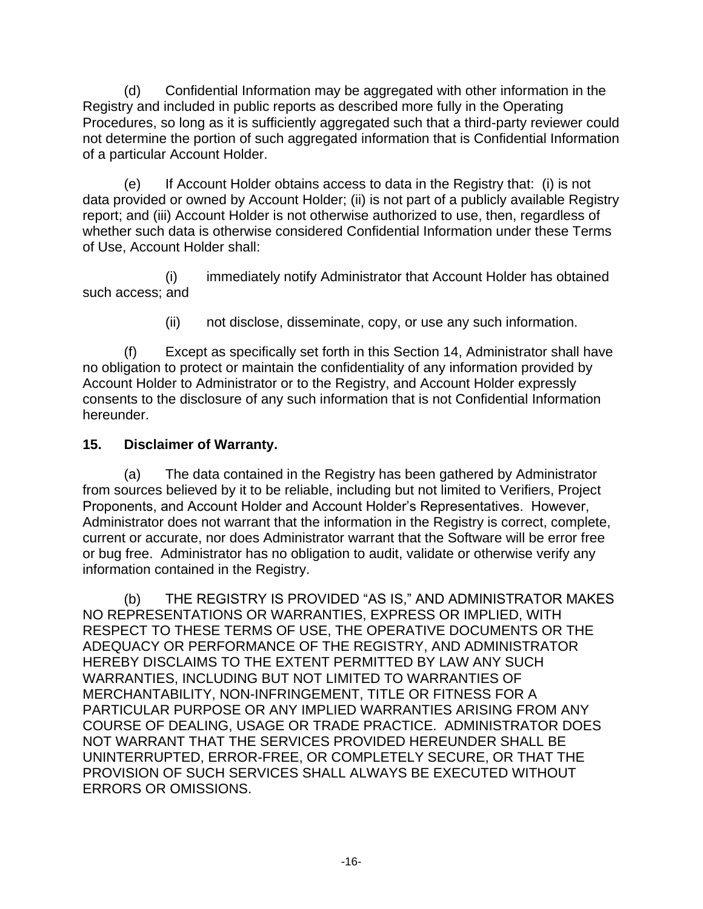(d) Confidential Information may be aggregated with other information in the Registry and included in public reports as described more fully in the Operating Procedures, so long as it is sufficiently aggregated such that a third-party reviewer could not determine the portion of such aggregated information that is Confidential Information of a particular Account Holder.

(e) If Account Holder obtains access to data in the Registry that: (i) is not data provided or owned by Account Holder; (ii) is not part of a publicly available Registry report; and (iii) Account Holder is not otherwise authorized to use, then, regardless of whether such data is otherwise considered Confidential Information under these Terms of Use, Account Holder shall:

(i) immediately notify Administrator that Account Holder has obtained such access; and

(ii) not disclose, disseminate, copy, or use any such information.

(f) Except as specifically set forth in this Section 14, Administrator shall have no obligation to protect or maintain the confidentiality of any information provided by Account Holder to Administrator or to the Registry, and Account Holder expressly consents to the disclosure of any such information that is not Confidential Information hereunder.

**15. Disclaimer of Warranty.**

(a) The data contained in the Registry has been gathered by Administrator from sources believed by it to be reliable, including but not limited to Verifiers, Project Proponents, and Account Holder and Account Holder's Representatives. However, Administrator does not warrant that the information in the Registry is correct, complete, current or accurate, nor does Administrator warrant that the Software will be error free or bug free. Administrator has no obligation to audit, validate or otherwise verify any information contained in the Registry.

(b) THE REGISTRY IS PROVIDED "AS IS," AND ADMINISTRATOR MAKES NO REPRESENTATIONS OR WARRANTIES, EXPRESS OR IMPLIED, WITH RESPECT TO THESE TERMS OF USE, THE OPERATIVE DOCUMENTS OR THE ADEQUACY OR PERFORMANCE OF THE REGISTRY, AND ADMINISTRATOR HEREBY DISCLAIMS TO THE EXTENT PERMITTED BY LAW ANY SUCH WARRANTIES, INCLUDING BUT NOT LIMITED TO WARRANTIES OF MERCHANTABILITY, NON-INFRINGEMENT, TITLE OR FITNESS FOR A PARTICULAR PURPOSE OR ANY IMPLIED WARRANTIES ARISING FROM ANY COURSE OF DEALING, USAGE OR TRADE PRACTICE. ADMINISTRATOR DOES NOT WARRANT THAT THE SERVICES PROVIDED HEREUNDER SHALL BE UNINTERRUPTED, ERROR-FREE, OR COMPLETELY SECURE, OR THAT THE PROVISION OF SUCH SERVICES SHALL ALWAYS BE EXECUTED WITHOUT ERRORS OR OMISSIONS.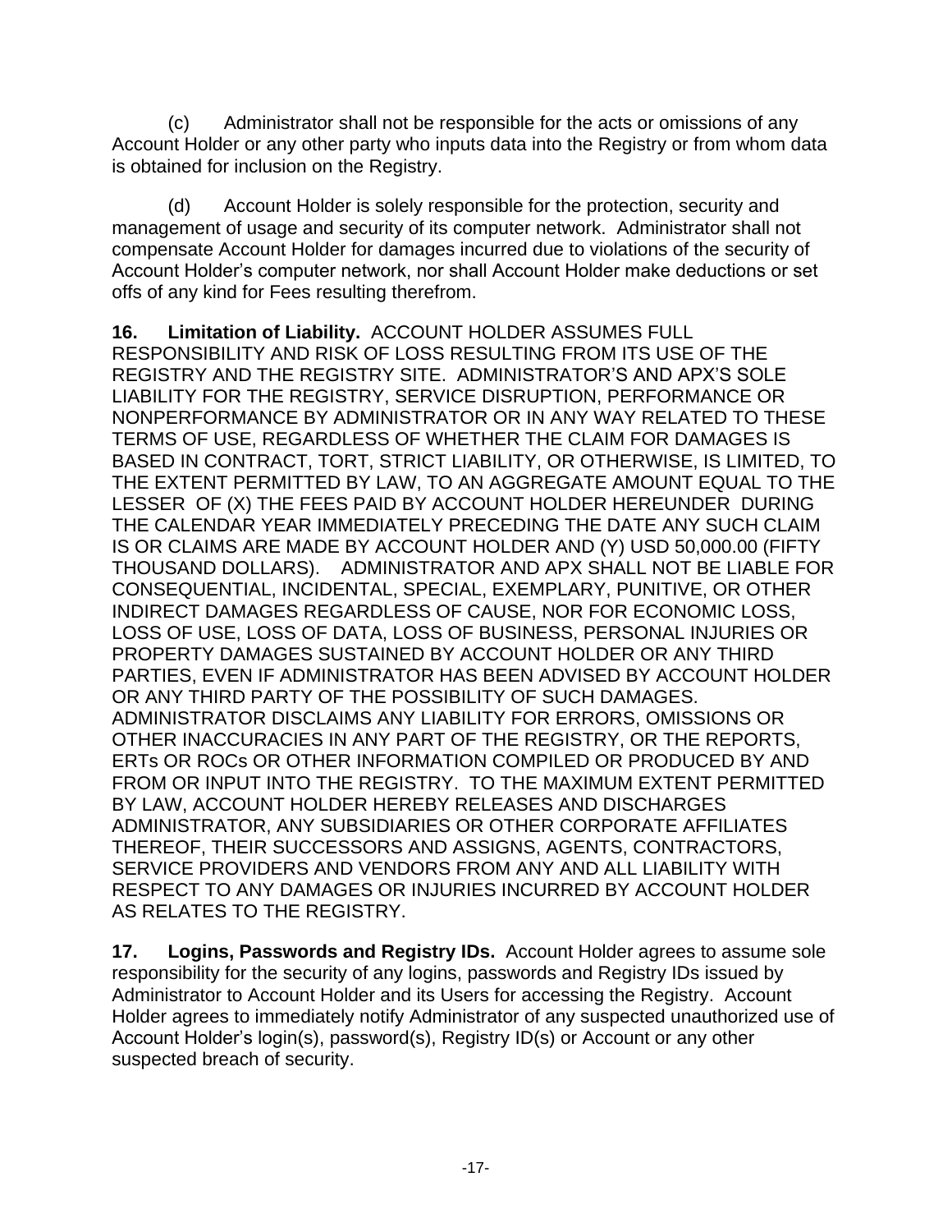(c) Administrator shall not be responsible for the acts or omissions of any Account Holder or any other party who inputs data into the Registry or from whom data is obtained for inclusion on the Registry.

(d) Account Holder is solely responsible for the protection, security and management of usage and security of its computer network. Administrator shall not compensate Account Holder for damages incurred due to violations of the security of Account Holder's computer network, nor shall Account Holder make deductions or set offs of any kind for Fees resulting therefrom.

**16. Limitation of Liability.** ACCOUNT HOLDER ASSUMES FULL RESPONSIBILITY AND RISK OF LOSS RESULTING FROM ITS USE OF THE REGISTRY AND THE REGISTRY SITE. ADMINISTRATOR'S AND APX'S SOLE LIABILITY FOR THE REGISTRY, SERVICE DISRUPTION, PERFORMANCE OR NONPERFORMANCE BY ADMINISTRATOR OR IN ANY WAY RELATED TO THESE TERMS OF USE, REGARDLESS OF WHETHER THE CLAIM FOR DAMAGES IS BASED IN CONTRACT, TORT, STRICT LIABILITY, OR OTHERWISE, IS LIMITED, TO THE EXTENT PERMITTED BY LAW, TO AN AGGREGATE AMOUNT EQUAL TO THE LESSER OF (X) THE FEES PAID BY ACCOUNT HOLDER HEREUNDER DURING THE CALENDAR YEAR IMMEDIATELY PRECEDING THE DATE ANY SUCH CLAIM IS OR CLAIMS ARE MADE BY ACCOUNT HOLDER AND (Y) USD 50,000.00 (FIFTY THOUSAND DOLLARS). ADMINISTRATOR AND APX SHALL NOT BE LIABLE FOR CONSEQUENTIAL, INCIDENTAL, SPECIAL, EXEMPLARY, PUNITIVE, OR OTHER INDIRECT DAMAGES REGARDLESS OF CAUSE, NOR FOR ECONOMIC LOSS, LOSS OF USE, LOSS OF DATA, LOSS OF BUSINESS, PERSONAL INJURIES OR PROPERTY DAMAGES SUSTAINED BY ACCOUNT HOLDER OR ANY THIRD PARTIES, EVEN IF ADMINISTRATOR HAS BEEN ADVISED BY ACCOUNT HOLDER OR ANY THIRD PARTY OF THE POSSIBILITY OF SUCH DAMAGES. ADMINISTRATOR DISCLAIMS ANY LIABILITY FOR ERRORS, OMISSIONS OR OTHER INACCURACIES IN ANY PART OF THE REGISTRY, OR THE REPORTS, ERTs OR ROCs OR OTHER INFORMATION COMPILED OR PRODUCED BY AND FROM OR INPUT INTO THE REGISTRY. TO THE MAXIMUM EXTENT PERMITTED BY LAW, ACCOUNT HOLDER HEREBY RELEASES AND DISCHARGES ADMINISTRATOR, ANY SUBSIDIARIES OR OTHER CORPORATE AFFILIATES THEREOF, THEIR SUCCESSORS AND ASSIGNS, AGENTS, CONTRACTORS, SERVICE PROVIDERS AND VENDORS FROM ANY AND ALL LIABILITY WITH RESPECT TO ANY DAMAGES OR INJURIES INCURRED BY ACCOUNT HOLDER AS RELATES TO THE REGISTRY.

**17. Logins, Passwords and Registry IDs.** Account Holder agrees to assume sole responsibility for the security of any logins, passwords and Registry IDs issued by Administrator to Account Holder and its Users for accessing the Registry. Account Holder agrees to immediately notify Administrator of any suspected unauthorized use of Account Holder's login(s), password(s), Registry ID(s) or Account or any other suspected breach of security.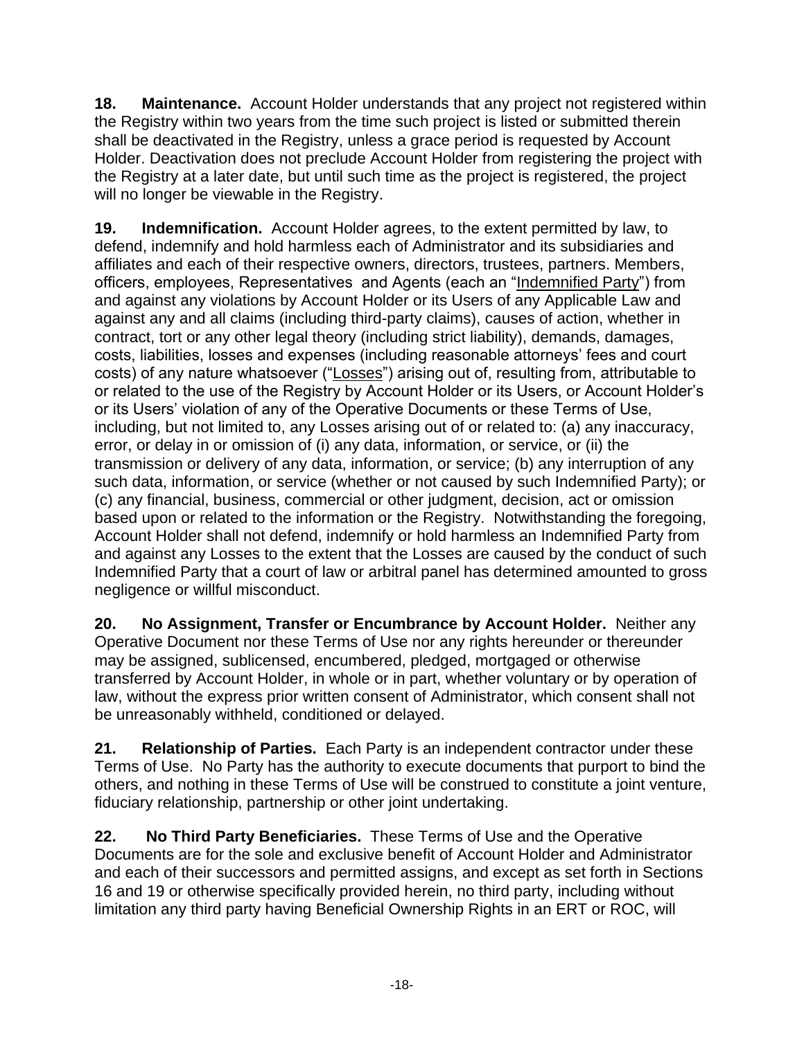**18. Maintenance.** Account Holder understands that any project not registered within the Registry within two years from the time such project is listed or submitted therein shall be deactivated in the Registry, unless a grace period is requested by Account Holder. Deactivation does not preclude Account Holder from registering the project with the Registry at a later date, but until such time as the project is registered, the project will no longer be viewable in the Registry.

**19. Indemnification.** Account Holder agrees, to the extent permitted by law, to defend, indemnify and hold harmless each of Administrator and its subsidiaries and affiliates and each of their respective owners, directors, trustees, partners. Members, officers, employees, Representatives and Agents (each an "Indemnified Party") from and against any violations by Account Holder or its Users of any Applicable Law and against any and all claims (including third-party claims), causes of action, whether in contract, tort or any other legal theory (including strict liability), demands, damages, costs, liabilities, losses and expenses (including reasonable attorneys' fees and court costs) of any nature whatsoever ("Losses") arising out of, resulting from, attributable to or related to the use of the Registry by Account Holder or its Users, or Account Holder's or its Users' violation of any of the Operative Documents or these Terms of Use, including, but not limited to, any Losses arising out of or related to: (a) any inaccuracy, error, or delay in or omission of (i) any data, information, or service, or (ii) the transmission or delivery of any data, information, or service; (b) any interruption of any such data, information, or service (whether or not caused by such Indemnified Party); or (c) any financial, business, commercial or other judgment, decision, act or omission based upon or related to the information or the Registry. Notwithstanding the foregoing, Account Holder shall not defend, indemnify or hold harmless an Indemnified Party from and against any Losses to the extent that the Losses are caused by the conduct of such Indemnified Party that a court of law or arbitral panel has determined amounted to gross negligence or willful misconduct.

**20. No Assignment, Transfer or Encumbrance by Account Holder.** Neither any Operative Document nor these Terms of Use nor any rights hereunder or thereunder may be assigned, sublicensed, encumbered, pledged, mortgaged or otherwise transferred by Account Holder, in whole or in part, whether voluntary or by operation of law, without the express prior written consent of Administrator, which consent shall not be unreasonably withheld, conditioned or delayed.

**21. Relationship of Parties.** Each Party is an independent contractor under these Terms of Use. No Party has the authority to execute documents that purport to bind the others, and nothing in these Terms of Use will be construed to constitute a joint venture, fiduciary relationship, partnership or other joint undertaking.

**22. No Third Party Beneficiaries.** These Terms of Use and the Operative Documents are for the sole and exclusive benefit of Account Holder and Administrator and each of their successors and permitted assigns, and except as set forth in Sections 16 and 19 or otherwise specifically provided herein, no third party, including without limitation any third party having Beneficial Ownership Rights in an ERT or ROC, will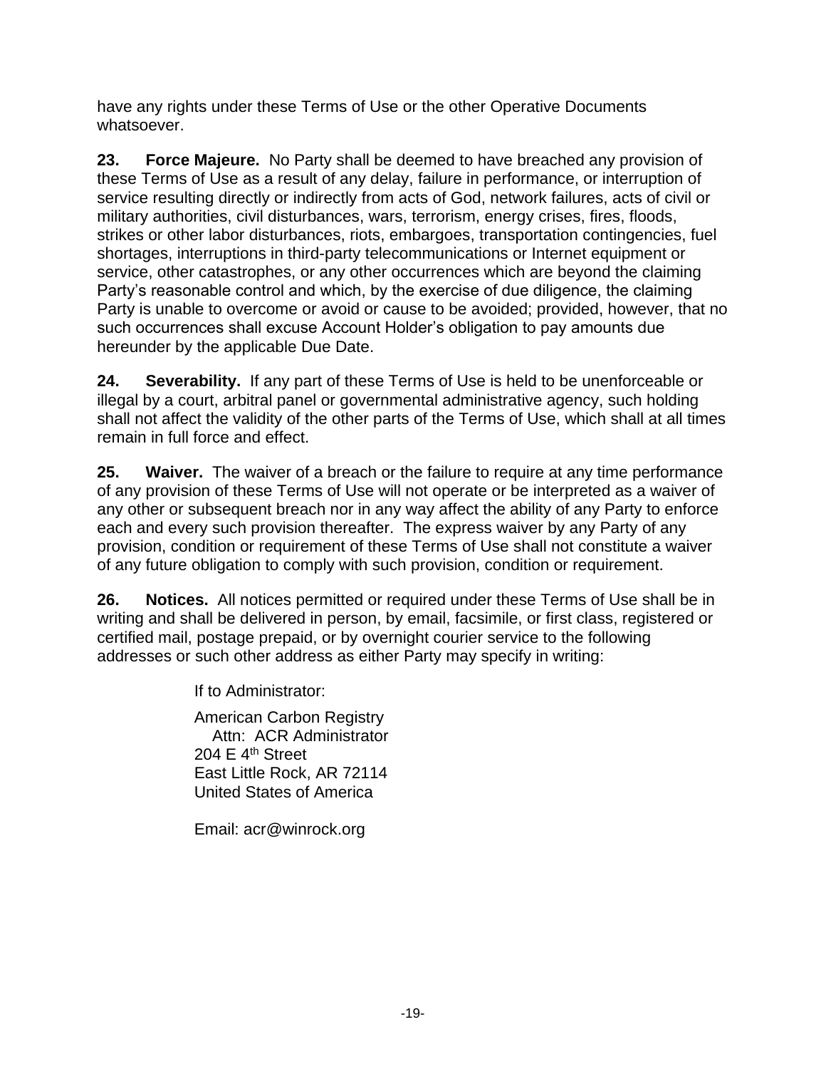have any rights under these Terms of Use or the other Operative Documents whatsoever.

**23. Force Majeure.** No Party shall be deemed to have breached any provision of these Terms of Use as a result of any delay, failure in performance, or interruption of service resulting directly or indirectly from acts of God, network failures, acts of civil or military authorities, civil disturbances, wars, terrorism, energy crises, fires, floods, strikes or other labor disturbances, riots, embargoes, transportation contingencies, fuel shortages, interruptions in third-party telecommunications or Internet equipment or service, other catastrophes, or any other occurrences which are beyond the claiming Party's reasonable control and which, by the exercise of due diligence, the claiming Party is unable to overcome or avoid or cause to be avoided; provided, however, that no such occurrences shall excuse Account Holder's obligation to pay amounts due hereunder by the applicable Due Date.

**24. Severability.** If any part of these Terms of Use is held to be unenforceable or illegal by a court, arbitral panel or governmental administrative agency, such holding shall not affect the validity of the other parts of the Terms of Use, which shall at all times remain in full force and effect.

**25. Waiver.** The waiver of a breach or the failure to require at any time performance of any provision of these Terms of Use will not operate or be interpreted as a waiver of any other or subsequent breach nor in any way affect the ability of any Party to enforce each and every such provision thereafter. The express waiver by any Party of any provision, condition or requirement of these Terms of Use shall not constitute a waiver of any future obligation to comply with such provision, condition or requirement.

**26. Notices.** All notices permitted or required under these Terms of Use shall be in writing and shall be delivered in person, by email, facsimile, or first class, registered or certified mail, postage prepaid, or by overnight courier service to the following addresses or such other address as either Party may specify in writing:

If to Administrator:

American Carbon Registry
Attn: ACR Administrator
204 E 4th Street
East Little Rock, AR 72114
United States of America

Email: acr@winrock.org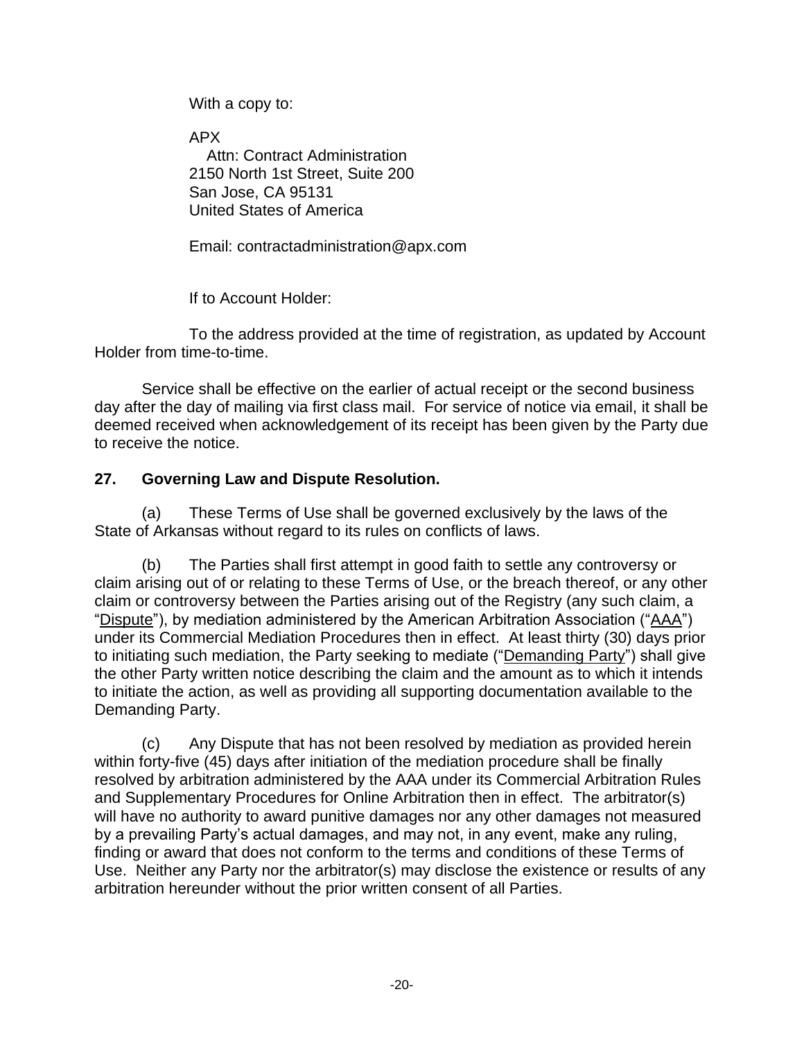With a copy to:

APX
Attn: Contract Administration
2150 North 1st Street, Suite 200
San Jose, CA 95131
United States of America

Email: contractadministration@apx.com

If to Account Holder:

To the address provided at the time of registration, as updated by Account Holder from time-to-time.

Service shall be effective on the earlier of actual receipt or the second business day after the day of mailing via first class mail. For service of notice via email, it shall be deemed received when acknowledgement of its receipt has been given by the Party due to receive the notice.

**27. Governing Law and Dispute Resolution.**

(a) These Terms of Use shall be governed exclusively by the laws of the State of Arkansas without regard to its rules on conflicts of laws.

(b) The Parties shall first attempt in good faith to settle any controversy or claim arising out of or relating to these Terms of Use, or the breach thereof, or any other claim or controversy between the Parties arising out of the Registry (any such claim, a "Dispute"), by mediation administered by the American Arbitration Association ("AAA") under its Commercial Mediation Procedures then in effect. At least thirty (30) days prior to initiating such mediation, the Party seeking to mediate ("Demanding Party") shall give the other Party written notice describing the claim and the amount as to which it intends to initiate the action, as well as providing all supporting documentation available to the Demanding Party.

(c) Any Dispute that has not been resolved by mediation as provided herein within forty-five (45) days after initiation of the mediation procedure shall be finally resolved by arbitration administered by the AAA under its Commercial Arbitration Rules and Supplementary Procedures for Online Arbitration then in effect. The arbitrator(s) will have no authority to award punitive damages nor any other damages not measured by a prevailing Party's actual damages, and may not, in any event, make any ruling, finding or award that does not conform to the terms and conditions of these Terms of Use. Neither any Party nor the arbitrator(s) may disclose the existence or results of any arbitration hereunder without the prior written consent of all Parties.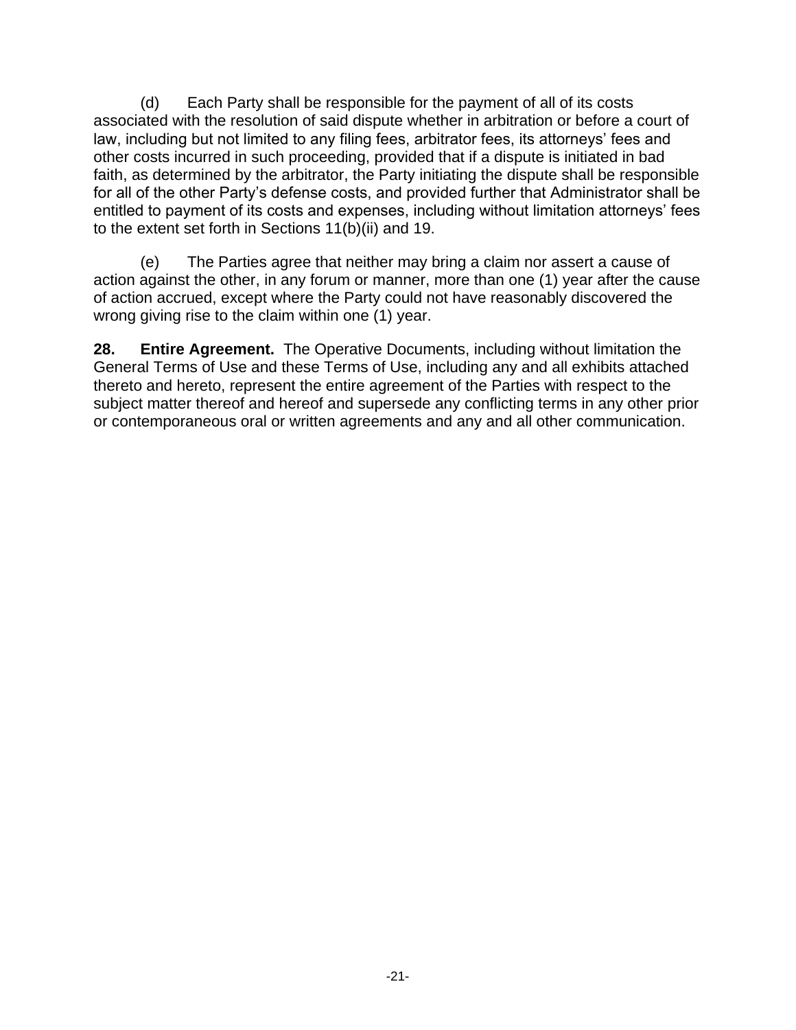(d) Each Party shall be responsible for the payment of all of its costs associated with the resolution of said dispute whether in arbitration or before a court of law, including but not limited to any filing fees, arbitrator fees, its attorneys' fees and other costs incurred in such proceeding, provided that if a dispute is initiated in bad faith, as determined by the arbitrator, the Party initiating the dispute shall be responsible for all of the other Party's defense costs, and provided further that Administrator shall be entitled to payment of its costs and expenses, including without limitation attorneys' fees to the extent set forth in Sections 11(b)(ii) and 19.

(e) The Parties agree that neither may bring a claim nor assert a cause of action against the other, in any forum or manner, more than one (1) year after the cause of action accrued, except where the Party could not have reasonably discovered the wrong giving rise to the claim within one (1) year.

**28. Entire Agreement.** The Operative Documents, including without limitation the General Terms of Use and these Terms of Use, including any and all exhibits attached thereto and hereto, represent the entire agreement of the Parties with respect to the subject matter thereof and hereof and supersede any conflicting terms in any other prior or contemporaneous oral or written agreements and any and all other communication.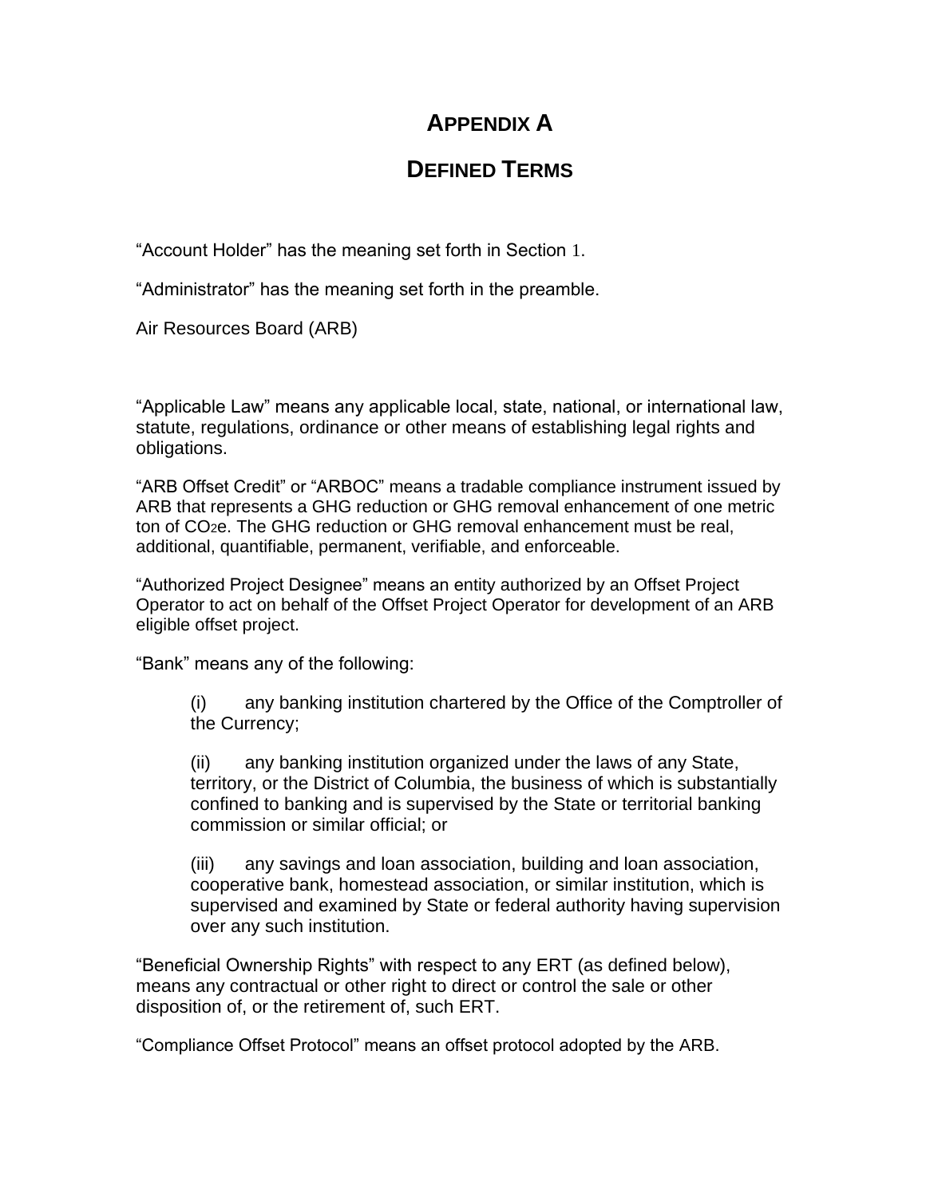# APPENDIX A

# DEFINED TERMS

“Account Holder” has the meaning set forth in Section 1.

“Administrator” has the meaning set forth in the preamble.

Air Resources Board (ARB)

“Applicable Law” means any applicable local, state, national, or international law, statute, regulations, ordinance or other means of establishing legal rights and obligations.

“ARB Offset Credit” or “ARBOC” means a tradable compliance instrument issued by ARB that represents a GHG reduction or GHG removal enhancement of one metric ton of $CO_2e$. The GHG reduction or GHG removal enhancement must be real, additional, quantifiable, permanent, verifiable, and enforceable.

“Authorized Project Designee” means an entity authorized by an Offset Project Operator to act on behalf of the Offset Project Operator for development of an ARB eligible offset project.

“Bank” means any of the following:

(i) any banking institution chartered by the Office of the Comptroller of the Currency;

(ii) any banking institution organized under the laws of any State, territory, or the District of Columbia, the business of which is substantially confined to banking and is supervised by the State or territorial banking commission or similar official; or

(iii) any savings and loan association, building and loan association, cooperative bank, homestead association, or similar institution, which is supervised and examined by State or federal authority having supervision over any such institution.

“Beneficial Ownership Rights” with respect to any ERT (as defined below), means any contractual or other right to direct or control the sale or other disposition of, or the retirement of, such ERT.

“Compliance Offset Protocol” means an offset protocol adopted by the ARB.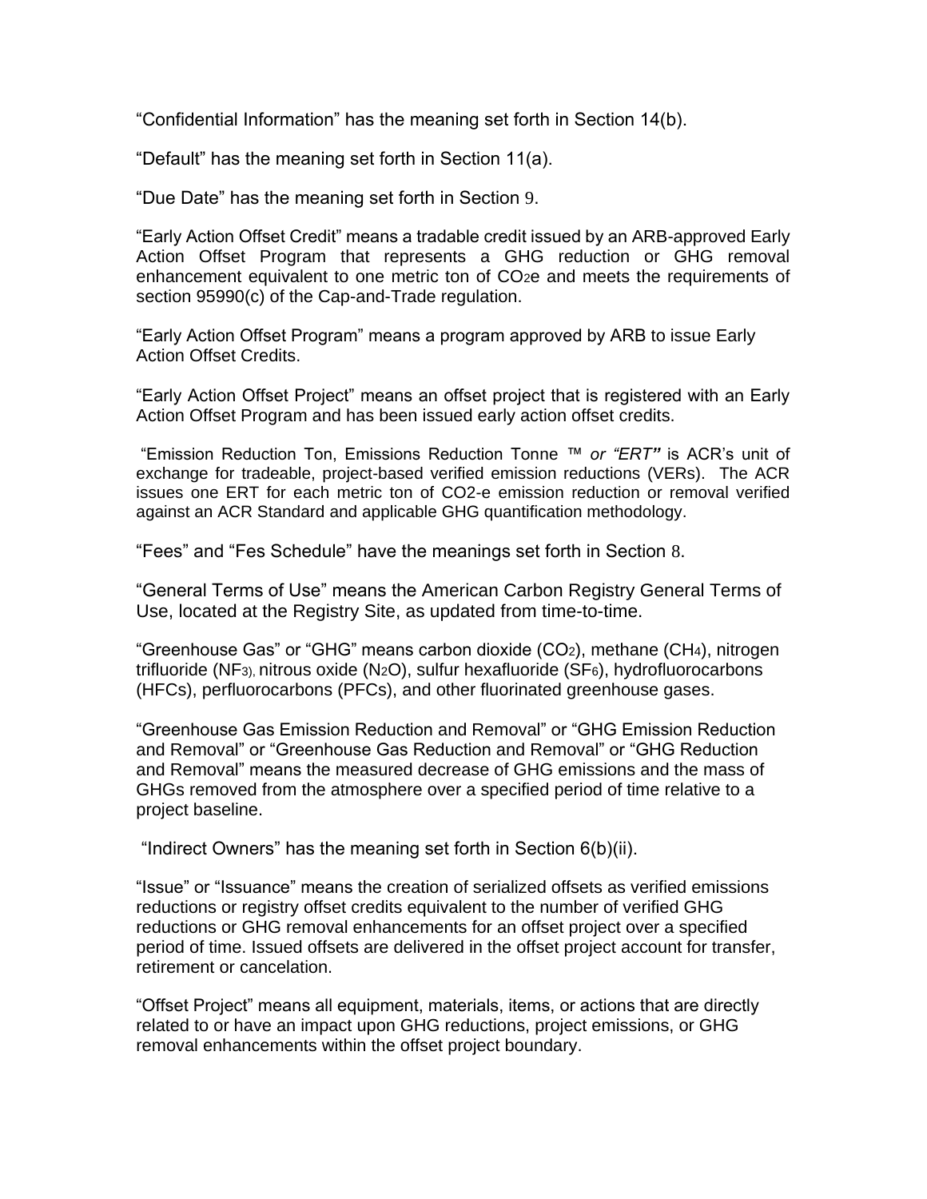“Confidential Information” has the meaning set forth in Section 14(b).

“Default” has the meaning set forth in Section 11(a).

“Due Date” has the meaning set forth in Section 9.

“Early Action Offset Credit” means a tradable credit issued by an ARB-approved Early Action Offset Program that represents a GHG reduction or GHG removal enhancement equivalent to one metric ton of $CO_2e$ and meets the requirements of section 95990(c) of the Cap-and-Trade regulation.

“Early Action Offset Program” means a program approved by ARB to issue Early Action Offset Credits.

“Early Action Offset Project” means an offset project that is registered with an Early Action Offset Program and has been issued early action offset credits.

“Emission Reduction Ton, Emissions Reduction Tonne ™ *or “ERT”* is ACR’s unit of exchange for tradeable, project-based verified emission reductions (VERs). The ACR issues one ERT for each metric ton of CO2-e emission reduction or removal verified against an ACR Standard and applicable GHG quantification methodology.

“Fees” and “Fes Schedule” have the meanings set forth in Section 8.

“General Terms of Use” means the American Carbon Registry General Terms of Use, located at the Registry Site, as updated from time-to-time.

“Greenhouse Gas” or “GHG” means carbon dioxide ($CO_2$), methane ($CH_4$), nitrogen trifluoride ($NF_3$), nitrous oxide ($N_2O$), sulfur hexafluoride ($SF_6$), hydrofluorocarbons (HFCs), perfluorocarbons (PFCs), and other fluorinated greenhouse gases.

“Greenhouse Gas Emission Reduction and Removal” or “GHG Emission Reduction and Removal” or “Greenhouse Gas Reduction and Removal” or “GHG Reduction and Removal” means the measured decrease of GHG emissions and the mass of GHGs removed from the atmosphere over a specified period of time relative to a project baseline.

“Indirect Owners” has the meaning set forth in Section 6(b)(ii).

“Issue” or “Issuance” means the creation of serialized offsets as verified emissions reductions or registry offset credits equivalent to the number of verified GHG reductions or GHG removal enhancements for an offset project over a specified period of time. Issued offsets are delivered in the offset project account for transfer, retirement or cancelation.

“Offset Project” means all equipment, materials, items, or actions that are directly related to or have an impact upon GHG reductions, project emissions, or GHG removal enhancements within the offset project boundary.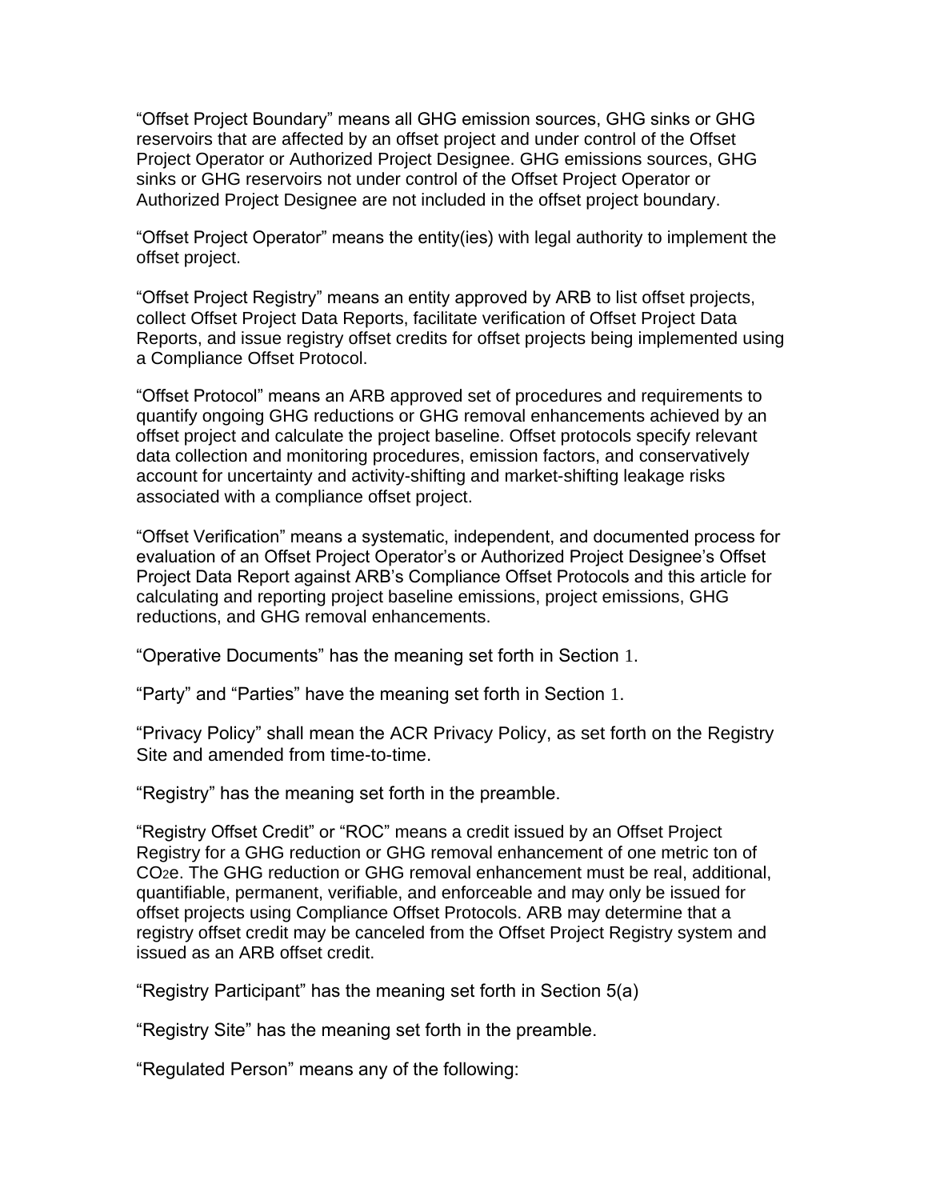"Offset Project Boundary" means all GHG emission sources, GHG sinks or GHG reservoirs that are affected by an offset project and under control of the Offset Project Operator or Authorized Project Designee. GHG emissions sources, GHG sinks or GHG reservoirs not under control of the Offset Project Operator or Authorized Project Designee are not included in the offset project boundary.

"Offset Project Operator" means the entity(ies) with legal authority to implement the offset project.

"Offset Project Registry" means an entity approved by ARB to list offset projects, collect Offset Project Data Reports, facilitate verification of Offset Project Data Reports, and issue registry offset credits for offset projects being implemented using a Compliance Offset Protocol.

"Offset Protocol" means an ARB approved set of procedures and requirements to quantify ongoing GHG reductions or GHG removal enhancements achieved by an offset project and calculate the project baseline. Offset protocols specify relevant data collection and monitoring procedures, emission factors, and conservatively account for uncertainty and activity-shifting and market-shifting leakage risks associated with a compliance offset project.

"Offset Verification" means a systematic, independent, and documented process for evaluation of an Offset Project Operator's or Authorized Project Designee's Offset Project Data Report against ARB's Compliance Offset Protocols and this article for calculating and reporting project baseline emissions, project emissions, GHG reductions, and GHG removal enhancements.

"Operative Documents" has the meaning set forth in Section 1.

"Party" and "Parties" have the meaning set forth in Section 1.

"Privacy Policy" shall mean the ACR Privacy Policy, as set forth on the Registry Site and amended from time-to-time.

"Registry" has the meaning set forth in the preamble.

"Registry Offset Credit" or "ROC" means a credit issued by an Offset Project Registry for a GHG reduction or GHG removal enhancement of one metric ton of $CO_2e$. The GHG reduction or GHG removal enhancement must be real, additional, quantifiable, permanent, verifiable, and enforceable and may only be issued for offset projects using Compliance Offset Protocols. ARB may determine that a registry offset credit may be canceled from the Offset Project Registry system and issued as an ARB offset credit.

"Registry Participant" has the meaning set forth in Section 5(a)

"Registry Site" has the meaning set forth in the preamble.

"Regulated Person" means any of the following: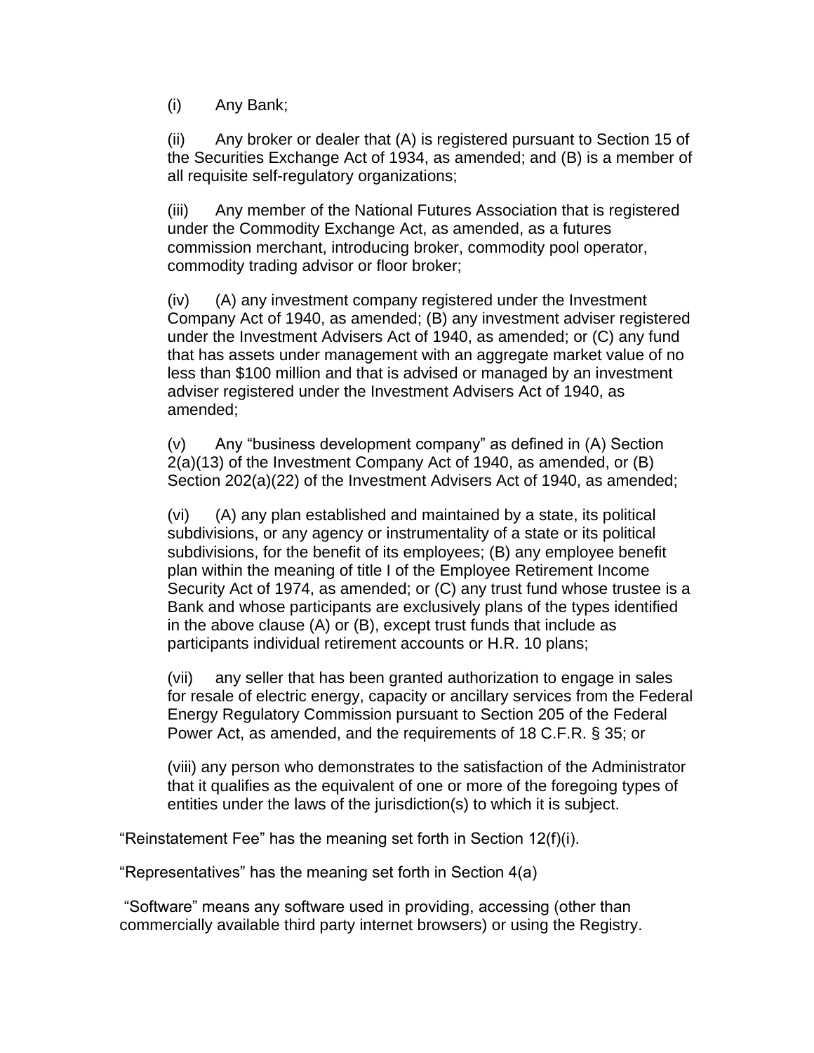(i) Any Bank;

(ii) Any broker or dealer that (A) is registered pursuant to Section 15 of the Securities Exchange Act of 1934, as amended; and (B) is a member of all requisite self-regulatory organizations;

(iii) Any member of the National Futures Association that is registered under the Commodity Exchange Act, as amended, as a futures commission merchant, introducing broker, commodity pool operator, commodity trading advisor or floor broker;

(iv) (A) any investment company registered under the Investment Company Act of 1940, as amended; (B) any investment adviser registered under the Investment Advisers Act of 1940, as amended; or (C) any fund that has assets under management with an aggregate market value of no less than $100 million and that is advised or managed by an investment adviser registered under the Investment Advisers Act of 1940, as amended;

(v) Any “business development company” as defined in (A) Section 2(a)(13) of the Investment Company Act of 1940, as amended, or (B) Section 202(a)(22) of the Investment Advisers Act of 1940, as amended;

(vi) (A) any plan established and maintained by a state, its political subdivisions, or any agency or instrumentality of a state or its political subdivisions, for the benefit of its employees; (B) any employee benefit plan within the meaning of title I of the Employee Retirement Income Security Act of 1974, as amended; or (C) any trust fund whose trustee is a Bank and whose participants are exclusively plans of the types identified in the above clause (A) or (B), except trust funds that include as participants individual retirement accounts or H.R. 10 plans;

(vii) any seller that has been granted authorization to engage in sales for resale of electric energy, capacity or ancillary services from the Federal Energy Regulatory Commission pursuant to Section 205 of the Federal Power Act, as amended, and the requirements of 18 C.F.R. § 35; or

(viii) any person who demonstrates to the satisfaction of the Administrator that it qualifies as the equivalent of one or more of the foregoing types of entities under the laws of the jurisdiction(s) to which it is subject.

“Reinstatement Fee” has the meaning set forth in Section 12(f)(i).

“Representatives” has the meaning set forth in Section 4(a)

“Software” means any software used in providing, accessing (other than commercially available third party internet browsers) or using the Registry.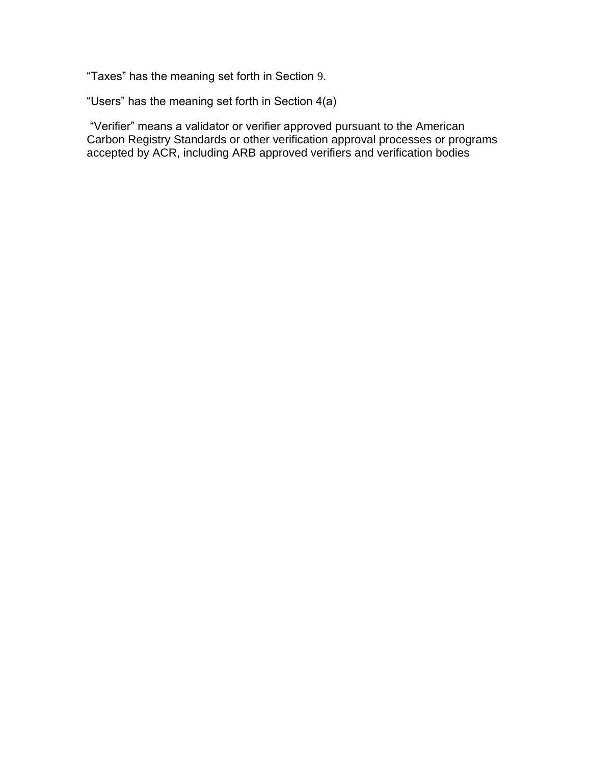"Taxes" has the meaning set forth in Section 9.

"Users" has the meaning set forth in Section 4(a)

"Verifier" means a validator or verifier approved pursuant to the American Carbon Registry Standards or other verification approval processes or programs accepted by ACR, including ARB approved verifiers and verification bodies